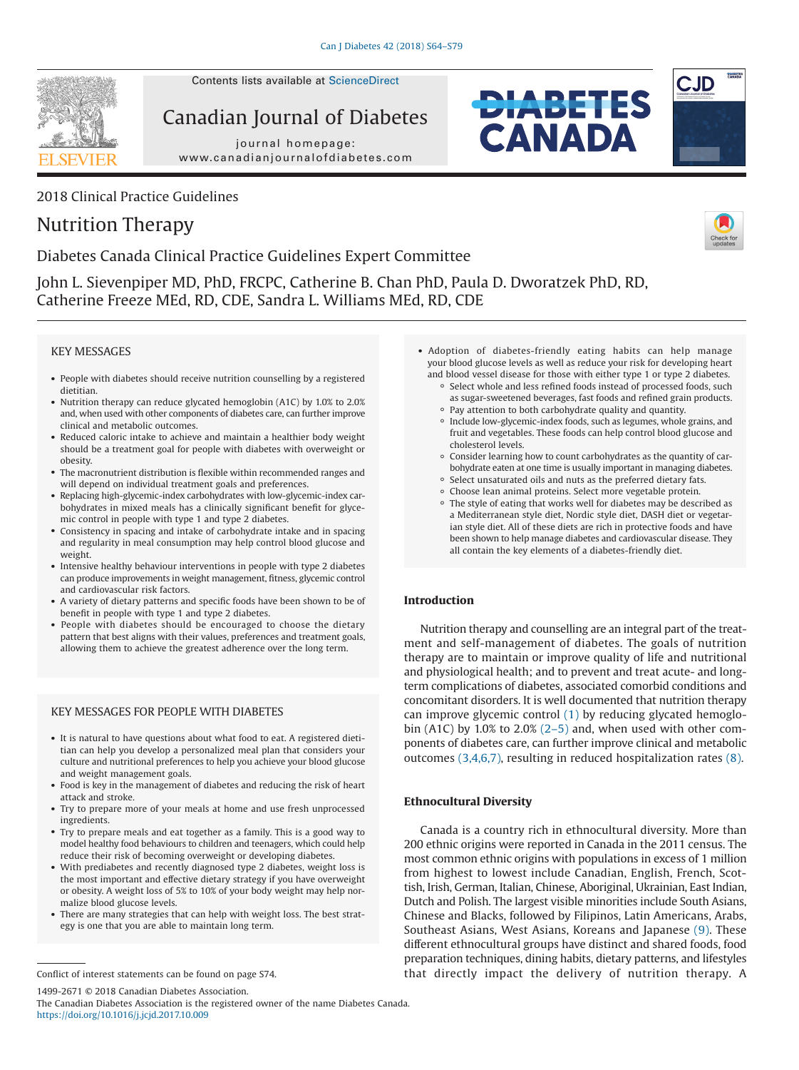2018 Clinical Practice Guidelines

# Nutrition Therapy

Diabetes Canada Clinical Practice Guidelines Expert Committee

John L. Sievenpiper MD, PhD, FRCPC, Catherine B. Chan PhD, Paula D. Dworatzek PhD, RD, Catherine Freeze MEd, RD, CDE, Sandra L. Williams MEd, RD, CDE

## KEY MESSAGES

- People with diabetes should receive nutrition counselling by a registered dietitian.
- Nutrition therapy can reduce glycated hemoglobin (A1C) by 1.0% to 2.0% and, when used with other components of diabetes care, can further improve clinical and metabolic outcomes.
- Reduced caloric intake to achieve and maintain a healthier body weight should be a treatment goal for people with diabetes with overweight or obesity.
- The macronutrient distribution is flexible within recommended ranges and will depend on individual treatment goals and preferences.
- Replacing high-glycemic-index carbohydrates with low-glycemic-index carbohydrates in mixed meals has a clinically significant benefit for glycemic control in people with type 1 and type 2 diabetes.
- Consistency in spacing and intake of carbohydrate intake and in spacing and regularity in meal consumption may help control blood glucose and weight.
- Intensive healthy behaviour interventions in people with type 2 diabetes can produce improvements in weight management, fitness, glycemic control and cardiovascular risk factors.
- A variety of dietary patterns and specific foods have been shown to be of benefit in people with type 1 and type 2 diabetes.
- People with diabetes should be encouraged to choose the dietary pattern that best aligns with their values, preferences and treatment goals, allowing them to achieve the greatest adherence over the long term.

## KEY MESSAGES FOR PEOPLE WITH DIABETES

- It is natural to have questions about what food to eat. A registered dietitian can help you develop a personalized meal plan that considers your culture and nutritional preferences to help you achieve your blood glucose and weight management goals.
- Food is key in the management of diabetes and reducing the risk of heart attack and stroke.
- Try to prepare more of your meals at home and use fresh unprocessed ingredients.
- Try to prepare meals and eat together as a family. This is a good way to model healthy food behaviours to children and teenagers, which could help reduce their risk of becoming overweight or developing diabetes.
- With prediabetes and recently diagnosed type 2 diabetes, weight loss is the most important and effective dietary strategy if you have overweight or obesity. A weight loss of 5% to 10% of your body weight may help normalize blood glucose levels.
- There are many strategies that can help with weight loss. The best strategy is one that you are able to maintain long term.
- Adoption of diabetes-friendly eating habits can help manage your blood glucose levels as well as reduce your risk for developing heart and blood vessel disease for those with either type 1 or type 2 diabetes.
  - Select whole and less refined foods instead of processed foods, such as sugar-sweetened beverages, fast foods and refined grain products.
  - Pay attention to both carbohydrate quality and quantity.
  - Include low-glycemic-index foods, such as legumes, whole grains, and fruit and vegetables. These foods can help control blood glucose and cholesterol levels.
  - Consider learning how to count carbohydrates as the quantity of carbohydrate eaten at one time is usually important in managing diabetes.
  - Select unsaturated oils and nuts as the preferred dietary fats.
  - Choose lean animal proteins. Select more vegetable protein.
  - The style of eating that works well for diabetes may be described as a Mediterranean style diet, Nordic style diet, DASH diet or vegetarian style diet. All of these diets are rich in protective foods and have been shown to help manage diabetes and cardiovascular disease. They all contain the key elements of a diabetes-friendly diet.

## Introduction

Nutrition therapy and counselling are an integral part of the treatment and self-management of diabetes. The goals of nutrition therapy are to maintain or improve quality of life and nutritional and physiological health; and to prevent and treat acute- and long-term complications of diabetes, associated comorbid conditions and concomitant disorders. It is well documented that nutrition therapy can improve glycemic control (1) by reducing glycated hemoglobin (A1C) by 1.0% to 2.0% (2–5) and, when used with other components of diabetes care, can further improve clinical and metabolic outcomes (3,4,6,7), resulting in reduced hospitalization rates (8).

## Ethnocultural Diversity

Canada is a country rich in ethnocultural diversity. More than 200 ethnic origins were reported in Canada in the 2011 census. The most common ethnic origins with populations in excess of 1 million from highest to lowest include Canadian, English, French, Scottish, Irish, German, Italian, Chinese, Aboriginal, Ukrainian, East Indian, Dutch and Polish. The largest visible minorities include South Asians, Chinese and Blacks, followed by Filipinos, Latin Americans, Arabs, Southeast Asians, West Asians, Koreans and Japanese (9). These different ethnocultural groups have distinct and shared foods, food preparation techniques, dining habits, dietary patterns, and lifestyles that directly impact the delivery of nutrition therapy. A

Conflict of interest statements can be found on page S74.

1499-2671 © 2018 Canadian Diabetes Association.
The Canadian Diabetes Association is the registered owner of the name Diabetes Canada.
https://doi.org/10.1016/j.jcjd.2017.10.009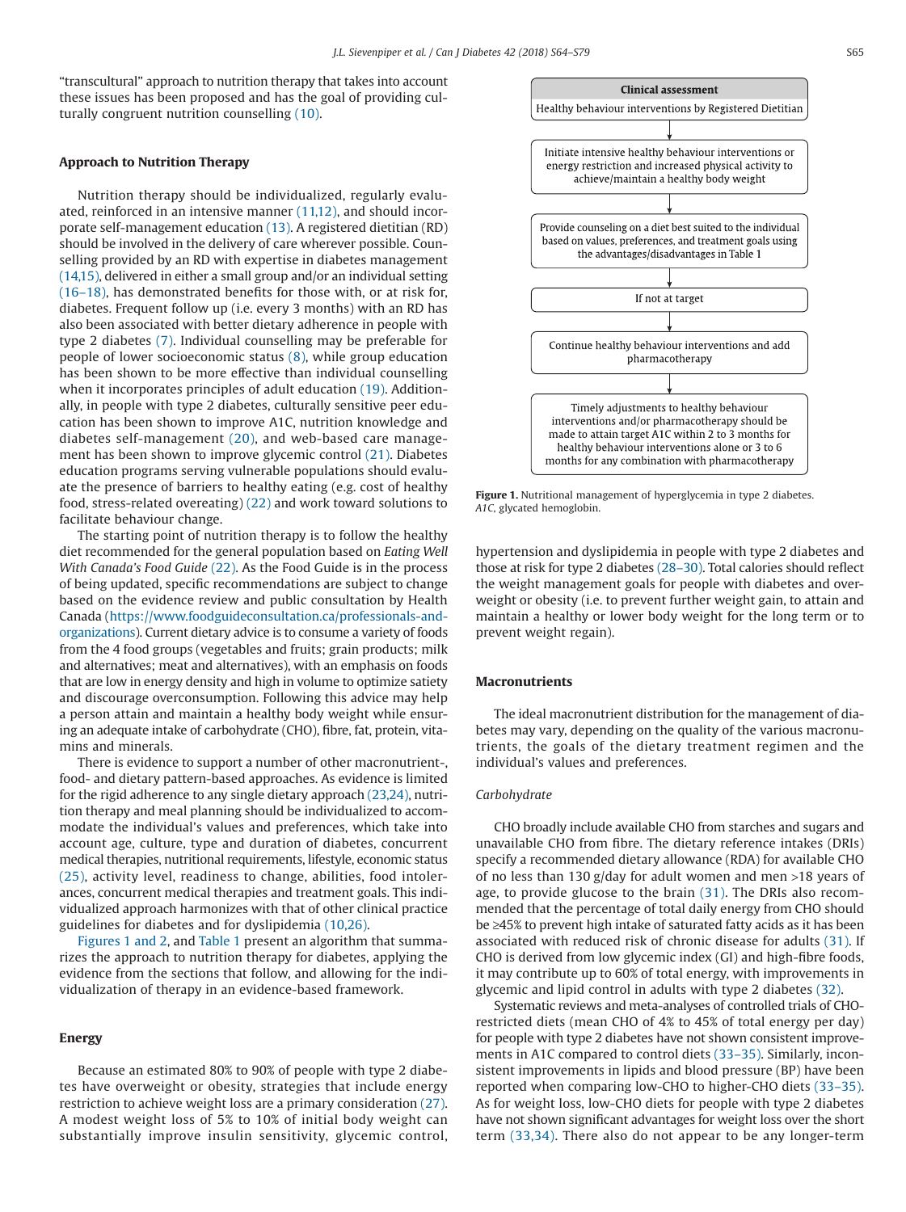"transcultural" approach to nutrition therapy that takes into account these issues has been proposed and has the goal of providing culturally congruent nutrition counselling (10).

## Approach to Nutrition Therapy

Nutrition therapy should be individualized, regularly evaluated, reinforced in an intensive manner (11,12), and should incorporate self-management education (13). A registered dietitian (RD) should be involved in the delivery of care wherever possible. Counselling provided by an RD with expertise in diabetes management (14,15), delivered in either a small group and/or an individual setting (16–18), has demonstrated benefits for those with, or at risk for, diabetes. Frequent follow up (i.e. every 3 months) with an RD has also been associated with better dietary adherence in people with type 2 diabetes (7). Individual counselling may be preferable for people of lower socioeconomic status (8), while group education has been shown to be more effective than individual counselling when it incorporates principles of adult education (19). Additionally, in people with type 2 diabetes, culturally sensitive peer education has been shown to improve A1C, nutrition knowledge and diabetes self-management (20), and web-based care management has been shown to improve glycemic control (21). Diabetes education programs serving vulnerable populations should evaluate the presence of barriers to healthy eating (e.g. cost of healthy food, stress-related overeating) (22) and work toward solutions to facilitate behaviour change.

The starting point of nutrition therapy is to follow the healthy diet recommended for the general population based on *Eating Well With Canada's Food Guide* (22). As the Food Guide is in the process of being updated, specific recommendations are subject to change based on the evidence review and public consultation by Health Canada (https://www.foodguideconsultation.ca/professionals-and-organizations). Current dietary advice is to consume a variety of foods from the 4 food groups (vegetables and fruits; grain products; milk and alternatives; meat and alternatives), with an emphasis on foods that are low in energy density and high in volume to optimize satiety and discourage overconsumption. Following this advice may help a person attain and maintain a healthy body weight while ensuring an adequate intake of carbohydrate (CHO), fibre, fat, protein, vitamins and minerals.

There is evidence to support a number of other macronutrient-, food- and dietary pattern-based approaches. As evidence is limited for the rigid adherence to any single dietary approach (23,24), nutrition therapy and meal planning should be individualized to accommodate the individual's values and preferences, which take into account age, culture, type and duration of diabetes, concurrent medical therapies, nutritional requirements, lifestyle, economic status (25), activity level, readiness to change, abilities, food intolerances, concurrent medical therapies and treatment goals. This individualized approach harmonizes with that of other clinical practice guidelines for diabetes and for dyslipidemia (10,26).

Figures 1 and 2, and Table 1 present an algorithm that summarizes the approach to nutrition therapy for diabetes, applying the evidence from the sections that follow, and allowing for the individualization of therapy in an evidence-based framework.

**Clinical assessment**
Healthy behaviour interventions by Registered Dietitian

↓

Initiate intensive healthy behaviour interventions or energy restriction and increased physical activity to achieve/maintain a healthy body weight

↓

Provide counseling on a diet best suited to the individual based on values, preferences, and treatment goals using the advantages/disadvantages in Table 1

↓

If not at target

↓

Continue healthy behaviour interventions and add pharmacotherapy

↓

Timely adjustments to healthy behaviour interventions and/or pharmacotherapy should be made to attain target A1C within 2 to 3 months for healthy behaviour interventions alone or 3 to 6 months for any combination with pharmacotherapy

**Figure 1.** Nutritional management of hyperglycemia in type 2 diabetes. *A1C*, glycated hemoglobin.

## Energy

Because an estimated 80% to 90% of people with type 2 diabetes have overweight or obesity, strategies that include energy restriction to achieve weight loss are a primary consideration (27). A modest weight loss of 5% to 10% of initial body weight can substantially improve insulin sensitivity, glycemic control, hypertension and dyslipidemia in people with type 2 diabetes and those at risk for type 2 diabetes (28–30). Total calories should reflect the weight management goals for people with diabetes and overweight or obesity (i.e. to prevent further weight gain, to attain and maintain a healthy or lower body weight for the long term or to prevent weight regain).

## Macronutrients

The ideal macronutrient distribution for the management of diabetes may vary, depending on the quality of the various macronutrients, the goals of the dietary treatment regimen and the individual's values and preferences.

### *Carbohydrate*

CHO broadly include available CHO from starches and sugars and unavailable CHO from fibre. The dietary reference intakes (DRIs) specify a recommended dietary allowance (RDA) for available CHO of no less than 130 g/day for adult women and men >18 years of age, to provide glucose to the brain (31). The DRIs also recommended that the percentage of total daily energy from CHO should be ≥45% to prevent high intake of saturated fatty acids as it has been associated with reduced risk of chronic disease for adults (31). If CHO is derived from low glycemic index (GI) and high-fibre foods, it may contribute up to 60% of total energy, with improvements in glycemic and lipid control in adults with type 2 diabetes (32).

Systematic reviews and meta-analyses of controlled trials of CHO-restricted diets (mean CHO of 4% to 45% of total energy per day) for people with type 2 diabetes have not shown consistent improvements in A1C compared to control diets (33–35). Similarly, inconsistent improvements in lipids and blood pressure (BP) have been reported when comparing low-CHO to higher-CHO diets (33–35). As for weight loss, low-CHO diets for people with type 2 diabetes have not shown significant advantages for weight loss over the short term (33,34). There also do not appear to be any longer-term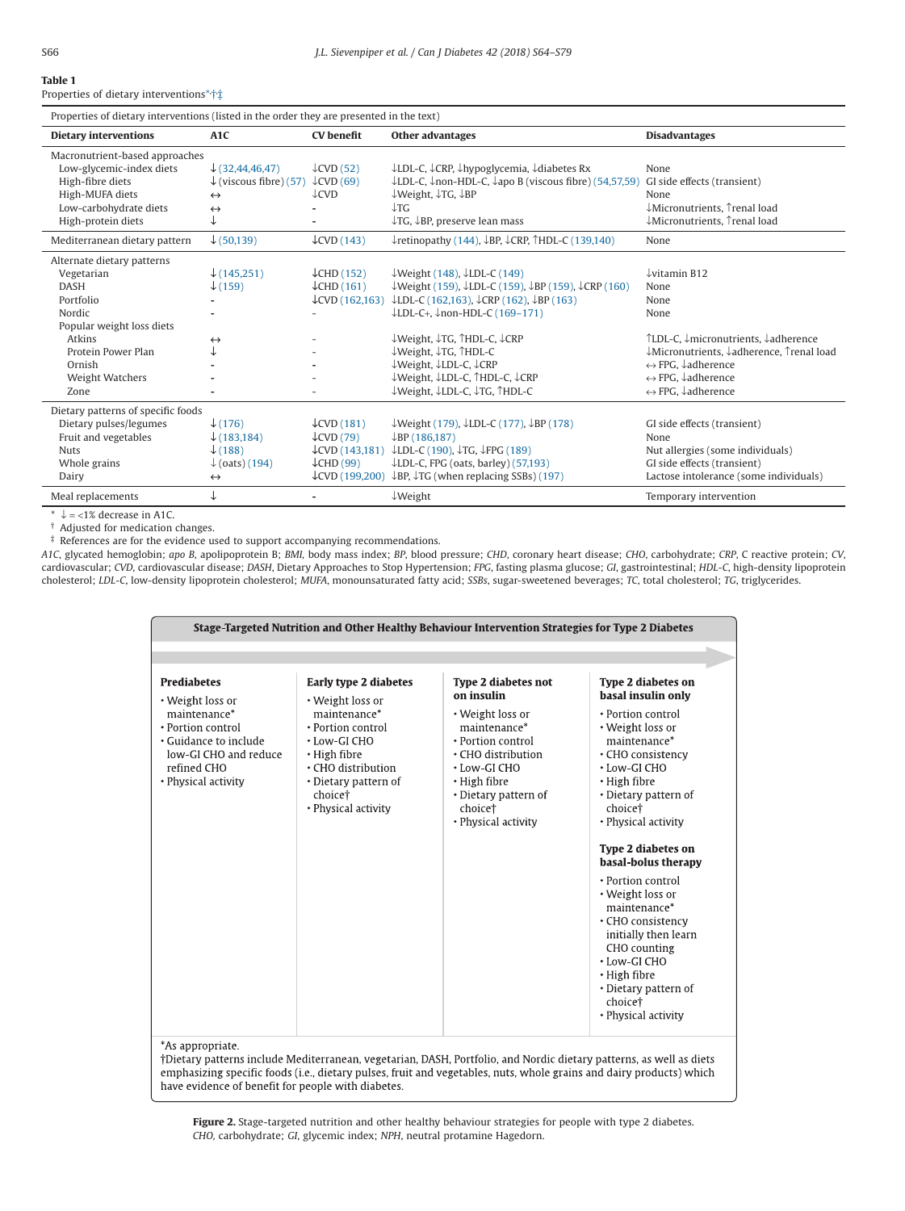**Table 1**
Properties of dietary interventions*†‡

| Properties of dietary interventions (listed in the order they are presented in the text) | | | | |
|---|---|---|---|---|
| **Dietary interventions** | **A1C** | **CV benefit** | **Other advantages** | **Disadvantages** |
| Macronutrient-based approaches | | | | |
| Low-glycemic-index diets | ↓ (32,44,46,47) | ↓CVD (52) | ↓LDL-C, ↓CRP, ↓hypoglycemia, ↓diabetes Rx | None |
| High-fibre diets | ↓ (viscous fibre) (57) | ↓CVD (69) | ↓LDL-C, ↓non-HDL-C, ↓apo B (viscous fibre) (54,57,59) | GI side effects (transient) |
| High-MUFA diets | ↔ | ↓CVD | ↓Weight, ↓TG, ↓BP | None |
| Low-carbohydrate diets | ↔ | - | ↓TG | ↓Micronutrients, ↑renal load |
| High-protein diets | ↓ | - | ↓TG, ↓BP, preserve lean mass | ↓Micronutrients, ↑renal load |
| Mediterranean dietary pattern | ↓ (50,139) | ↓CVD (143) | ↓retinopathy (144), ↓BP, ↓CRP, ↑HDL-C (139,140) | None |
| Alternate dietary patterns | | | | |
| Vegetarian | ↓ (145,251) | ↓CHD (152) | ↓Weight (148), ↓LDL-C (149) | ↓vitamin B12 |
| DASH | ↓ (159) | ↓CHD (161) | ↓Weight (159), ↓LDL-C (159), ↓BP (159), ↓CRP (160) | None |
| Portfolio | - | ↓CVD (162,163) | ↓LDL-C (162,163), ↓CRP (162), ↓BP (163) | None |
| Nordic | - | - | ↓LDL-C+, ↓non-HDL-C (169–171) | None |
| Popular weight loss diets | | | | |
| Atkins | ↔ | - | ↓Weight, ↓TG, ↑HDL-C, ↓CRP | ↑LDL-C, ↓micronutrients, ↓adherence |
| Protein Power Plan | ↓ | - | ↓Weight, ↓TG, ↑HDL-C | ↓Micronutrients, ↓adherence, ↑renal load |
| Ornish | - | - | ↓Weight, ↓LDL-C, ↓CRP | ↔ FPG, ↓adherence |
| Weight Watchers | - | - | ↓Weight, ↓LDL-C, ↑HDL-C, ↓CRP | ↔ FPG, ↓adherence |
| Zone | - | - | ↓Weight, ↓LDL-C, ↓TG, ↑HDL-C | ↔ FPG, ↓adherence |
| Dietary patterns of specific foods | | | | |
| Dietary pulses/legumes | ↓ (176) | ↓CVD (181) | ↓Weight (179), ↓LDL-C (177), ↓BP (178) | GI side effects (transient) |
| Fruit and vegetables | ↓ (183,184) | ↓CVD (79) | ↓BP (186,187) | None |
| Nuts | ↓ (188) | ↓CVD (143,181) | ↓LDL-C (190), ↓TG, ↓FPG (189) | Nut allergies (some individuals) |
| Whole grains | ↓ (oats) (194) | ↓CHD (99) | ↓LDL-C, FPG (oats, barley) (57,193) | GI side effects (transient) |
| Dairy | ↔ | ↓CVD (199,200) | ↓BP, ↓TG (when replacing SSBs) (197) | Lactose intolerance (some individuals) |
| Meal replacements | ↓ | - | ↓Weight | Temporary intervention |

\* ↓ = <1% decrease in A1C.
† Adjusted for medication changes.
‡ References are for the evidence used to support accompanying recommendations.
*A1C*, glycated hemoglobin; *apo B*, apolipoprotein B; *BMI*, body mass index; *BP*, blood pressure; *CHD*, coronary heart disease; *CHO*, carbohydrate; *CRP*, C reactive protein; *CV*, cardiovascular; *CVD*, cardiovascular disease; *DASH*, Dietary Approaches to Stop Hypertension; *FPG*, fasting plasma glucose; *GI*, gastrointestinal; *HDL-C*, high-density lipoprotein cholesterol; *LDL-C*, low-density lipoprotein cholesterol; *MUFA*, monounsaturated fatty acid; *SSBs*, sugar-sweetened beverages; *TC*, total cholesterol; *TG*, triglycerides.

**Stage-Targeted Nutrition and Other Healthy Behaviour Intervention Strategies for Type 2 Diabetes**

**Prediabetes**
- Weight loss or maintenance*
- Portion control
- Guidance to include low-GI CHO and reduce refined CHO
- Physical activity

**Early type 2 diabetes**
- Weight loss or maintenance*
- Portion control
- Low-GI CHO
- High fibre
- CHO distribution
- Dietary pattern of choice†
- Physical activity

**Type 2 diabetes not on insulin**
- Weight loss or maintenance*
- Portion control
- CHO distribution
- Low-GI CHO
- High fibre
- Dietary pattern of choice†
- Physical activity

**Type 2 diabetes on basal insulin only**
- Portion control
- Weight loss or maintenance*
- CHO consistency
- Low-GI CHO
- High fibre
- Dietary pattern of choice†
- Physical activity

**Type 2 diabetes on basal-bolus therapy**
- Portion control
- Weight loss or maintenance*
- CHO consistency initially then learn CHO counting
- Low-GI CHO
- High fibre
- Dietary pattern of choice†
- Physical activity

*As appropriate.
†Dietary patterns include Mediterranean, vegetarian, DASH, Portfolio, and Nordic dietary patterns, as well as diets emphasizing specific foods (i.e., dietary pulses, fruit and vegetables, nuts, whole grains and dairy products) which have evidence of benefit for people with diabetes.

**Figure 2.** Stage-targeted nutrition and other healthy behaviour strategies for people with type 2 diabetes. *CHO*, carbohydrate; *GI*, glycemic index; *NPH*, neutral protamine Hagedorn.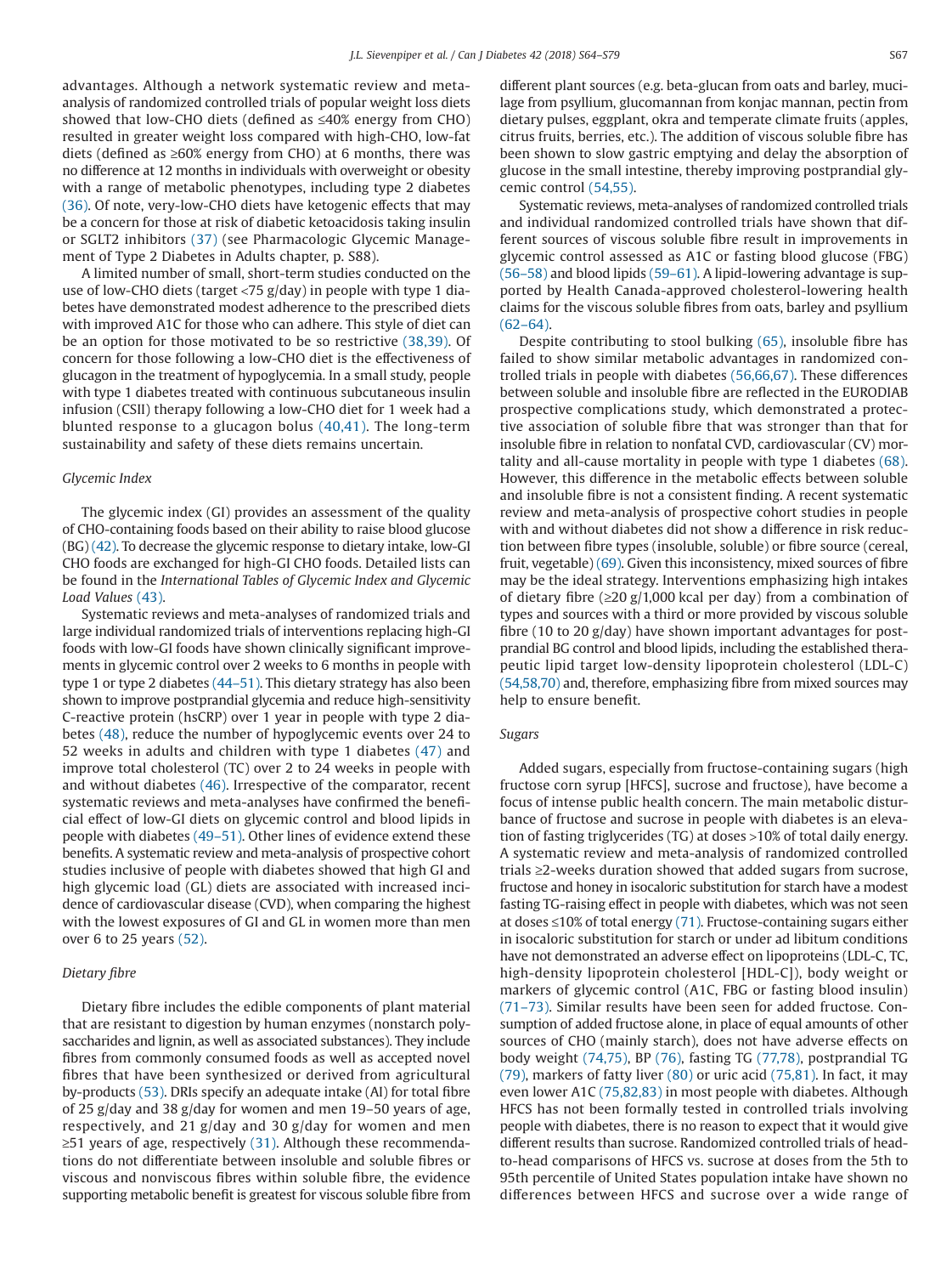advantages. Although a network systematic review and meta-analysis of randomized controlled trials of popular weight loss diets showed that low-CHO diets (defined as ≤40% energy from CHO) resulted in greater weight loss compared with high-CHO, low-fat diets (defined as ≥60% energy from CHO) at 6 months, there was no difference at 12 months in individuals with overweight or obesity with a range of metabolic phenotypes, including type 2 diabetes (36). Of note, very-low-CHO diets have ketogenic effects that may be a concern for those at risk of diabetic ketoacidosis taking insulin or SGLT2 inhibitors (37) (see Pharmacologic Glycemic Management of Type 2 Diabetes in Adults chapter, p. S88).

A limited number of small, short-term studies conducted on the use of low-CHO diets (target <75 g/day) in people with type 1 diabetes have demonstrated modest adherence to the prescribed diets with improved A1C for those who can adhere. This style of diet can be an option for those motivated to be so restrictive (38,39). Of concern for those following a low-CHO diet is the effectiveness of glucagon in the treatment of hypoglycemia. In a small study, people with type 1 diabetes treated with continuous subcutaneous insulin infusion (CSII) therapy following a low-CHO diet for 1 week had a blunted response to a glucagon bolus (40,41). The long-term sustainability and safety of these diets remains uncertain.

### Glycemic Index

The glycemic index (GI) provides an assessment of the quality of CHO-containing foods based on their ability to raise blood glucose (BG) (42). To decrease the glycemic response to dietary intake, low-GI CHO foods are exchanged for high-GI CHO foods. Detailed lists can be found in the *International Tables of Glycemic Index and Glycemic Load Values* (43).

Systematic reviews and meta-analyses of randomized trials and large individual randomized trials of interventions replacing high-GI foods with low-GI foods have shown clinically significant improvements in glycemic control over 2 weeks to 6 months in people with type 1 or type 2 diabetes (44–51). This dietary strategy has also been shown to improve postprandial glycemia and reduce high-sensitivity C-reactive protein (hsCRP) over 1 year in people with type 2 diabetes (48), reduce the number of hypoglycemic events over 24 to 52 weeks in adults and children with type 1 diabetes (47) and improve total cholesterol (TC) over 2 to 24 weeks in people with and without diabetes (46). Irrespective of the comparator, recent systematic reviews and meta-analyses have confirmed the beneficial effect of low-GI diets on glycemic control and blood lipids in people with diabetes (49–51). Other lines of evidence extend these benefits. A systematic review and meta-analysis of prospective cohort studies inclusive of people with diabetes showed that high GI and high glycemic load (GL) diets are associated with increased incidence of cardiovascular disease (CVD), when comparing the highest with the lowest exposures of GI and GL in women more than men over 6 to 25 years (52).

### Dietary fibre

Dietary fibre includes the edible components of plant material that are resistant to digestion by human enzymes (nonstarch polysaccharides and lignin, as well as associated substances). They include fibres from commonly consumed foods as well as accepted novel fibres that have been synthesized or derived from agricultural by-products (53). DRIs specify an adequate intake (AI) for total fibre of 25 g/day and 38 g/day for women and men 19–50 years of age, respectively, and 21 g/day and 30 g/day for women and men ≥51 years of age, respectively (31). Although these recommendations do not differentiate between insoluble and soluble fibres or viscous and nonviscous fibres within soluble fibre, the evidence supporting metabolic benefit is greatest for viscous soluble fibre from different plant sources (e.g. beta-glucan from oats and barley, mucilage from psyllium, glucomannan from konjac mannan, pectin from dietary pulses, eggplant, okra and temperate climate fruits (apples, citrus fruits, berries, etc.). The addition of viscous soluble fibre has been shown to slow gastric emptying and delay the absorption of glucose in the small intestine, thereby improving postprandial glycemic control (54,55).

Systematic reviews, meta-analyses of randomized controlled trials and individual randomized controlled trials have shown that different sources of viscous soluble fibre result in improvements in glycemic control assessed as A1C or fasting blood glucose (FBG) (56–58) and blood lipids (59–61). A lipid-lowering advantage is supported by Health Canada-approved cholesterol-lowering health claims for the viscous soluble fibres from oats, barley and psyllium (62–64).

Despite contributing to stool bulking (65), insoluble fibre has failed to show similar metabolic advantages in randomized controlled trials in people with diabetes (56,66,67). These differences between soluble and insoluble fibre are reflected in the EURODIAB prospective complications study, which demonstrated a protective association of soluble fibre that was stronger than that for insoluble fibre in relation to nonfatal CVD, cardiovascular (CV) mortality and all-cause mortality in people with type 1 diabetes (68). However, this difference in the metabolic effects between soluble and insoluble fibre is not a consistent finding. A recent systematic review and meta-analysis of prospective cohort studies in people with and without diabetes did not show a difference in risk reduction between fibre types (insoluble, soluble) or fibre source (cereal, fruit, vegetable) (69). Given this inconsistency, mixed sources of fibre may be the ideal strategy. Interventions emphasizing high intakes of dietary fibre (≥20 g/1,000 kcal per day) from a combination of types and sources with a third or more provided by viscous soluble fibre (10 to 20 g/day) have shown important advantages for postprandial BG control and blood lipids, including the established therapeutic lipid target low-density lipoprotein cholesterol (LDL-C) (54,58,70) and, therefore, emphasizing fibre from mixed sources may help to ensure benefit.

### Sugars

Added sugars, especially from fructose-containing sugars (high fructose corn syrup [HFCS], sucrose and fructose), have become a focus of intense public health concern. The main metabolic disturbance of fructose and sucrose in people with diabetes is an elevation of fasting triglycerides (TG) at doses >10% of total daily energy. A systematic review and meta-analysis of randomized controlled trials ≥2-weeks duration showed that added sugars from sucrose, fructose and honey in isocaloric substitution for starch have a modest fasting TG-raising effect in people with diabetes, which was not seen at doses ≤10% of total energy (71). Fructose-containing sugars either in isocaloric substitution for starch or under ad libitum conditions have not demonstrated an adverse effect on lipoproteins (LDL-C, TC, high-density lipoprotein cholesterol [HDL-C]), body weight or markers of glycemic control (A1C, FBG or fasting blood insulin) (71–73). Similar results have been seen for added fructose. Consumption of added fructose alone, in place of equal amounts of other sources of CHO (mainly starch), does not have adverse effects on body weight (74,75), BP (76), fasting TG (77,78), postprandial TG (79), markers of fatty liver (80) or uric acid (75,81). In fact, it may even lower A1C (75,82,83) in most people with diabetes. Although HFCS has not been formally tested in controlled trials involving people with diabetes, there is no reason to expect that it would give different results than sucrose. Randomized controlled trials of head-to-head comparisons of HFCS vs. sucrose at doses from the 5th to 95th percentile of United States population intake have shown no differences between HFCS and sucrose over a wide range of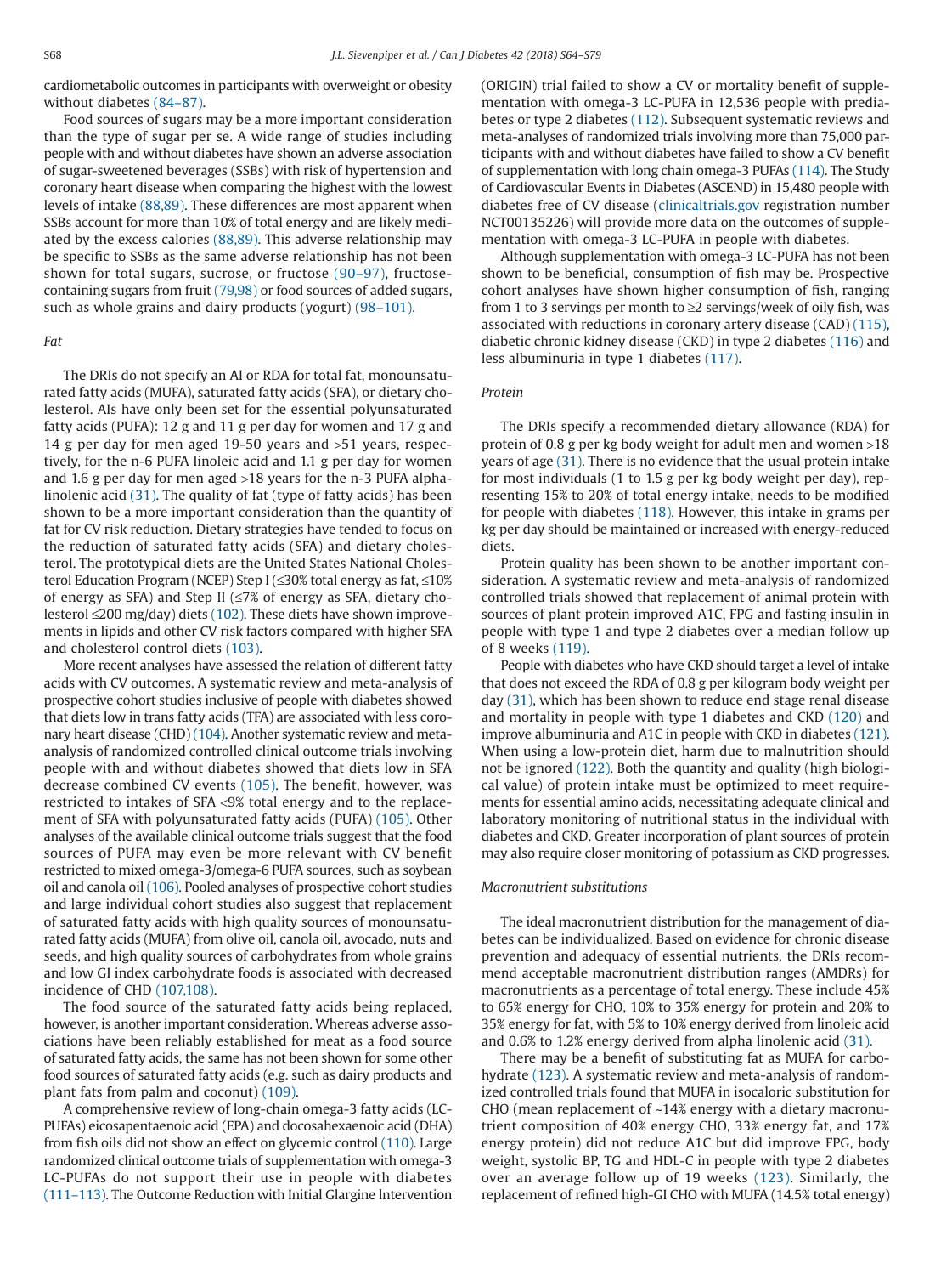cardiometabolic outcomes in participants with overweight or obesity without diabetes (84–87).

Food sources of sugars may be a more important consideration than the type of sugar per se. A wide range of studies including people with and without diabetes have shown an adverse association of sugar-sweetened beverages (SSBs) with risk of hypertension and coronary heart disease when comparing the highest with the lowest levels of intake (88,89). These differences are most apparent when SSBs account for more than 10% of total energy and are likely mediated by the excess calories (88,89). This adverse relationship may be specific to SSBs as the same adverse relationship has not been shown for total sugars, sucrose, or fructose (90–97), fructose-containing sugars from fruit (79,98) or food sources of added sugars, such as whole grains and dairy products (yogurt) (98–101).

*Fat*

The DRIs do not specify an AI or RDA for total fat, monounsaturated fatty acids (MUFA), saturated fatty acids (SFA), or dietary cholesterol. AIs have only been set for the essential polyunsaturated fatty acids (PUFA): 12 g and 11 g per day for women and 17 g and 14 g per day for men aged 19-50 years and >51 years, respectively, for the n-6 PUFA linoleic acid and 1.1 g per day for women and 1.6 g per day for men aged >18 years for the n-3 PUFA alpha-linolenic acid (31). The quality of fat (type of fatty acids) has been shown to be a more important consideration than the quantity of fat for CV risk reduction. Dietary strategies have tended to focus on the reduction of saturated fatty acids (SFA) and dietary cholesterol. The prototypical diets are the United States National Cholesterol Education Program (NCEP) Step I (≤30% total energy as fat, ≤10% of energy as SFA) and Step II (≤7% of energy as SFA, dietary cholesterol ≤200 mg/day) diets (102). These diets have shown improvements in lipids and other CV risk factors compared with higher SFA and cholesterol control diets (103).

More recent analyses have assessed the relation of different fatty acids with CV outcomes. A systematic review and meta-analysis of prospective cohort studies inclusive of people with diabetes showed that diets low in trans fatty acids (TFA) are associated with less coronary heart disease (CHD) (104). Another systematic review and meta-analysis of randomized controlled clinical outcome trials involving people with and without diabetes showed that diets low in SFA decrease combined CV events (105). The benefit, however, was restricted to intakes of SFA <9% total energy and to the replacement of SFA with polyunsaturated fatty acids (PUFA) (105). Other analyses of the available clinical outcome trials suggest that the food sources of PUFA may even be more relevant with CV benefit restricted to mixed omega-3/omega-6 PUFA sources, such as soybean oil and canola oil (106). Pooled analyses of prospective cohort studies and large individual cohort studies also suggest that replacement of saturated fatty acids with high quality sources of monounsaturated fatty acids (MUFA) from olive oil, canola oil, avocado, nuts and seeds, and high quality sources of carbohydrates from whole grains and low GI index carbohydrate foods is associated with decreased incidence of CHD (107,108).

The food source of the saturated fatty acids being replaced, however, is another important consideration. Whereas adverse associations have been reliably established for meat as a food source of saturated fatty acids, the same has not been shown for some other food sources of saturated fatty acids (e.g. such as dairy products and plant fats from palm and coconut) (109).

A comprehensive review of long-chain omega-3 fatty acids (LC-PUFAs) eicosapentaenoic acid (EPA) and docosahexaenoic acid (DHA) from fish oils did not show an effect on glycemic control (110). Large randomized clinical outcome trials of supplementation with omega-3 LC-PUFAs do not support their use in people with diabetes (111–113). The Outcome Reduction with Initial Glargine Intervention (ORIGIN) trial failed to show a CV or mortality benefit of supplementation with omega-3 LC-PUFA in 12,536 people with prediabetes or type 2 diabetes (112). Subsequent systematic reviews and meta-analyses of randomized trials involving more than 75,000 participants with and without diabetes have failed to show a CV benefit of supplementation with long chain omega-3 PUFAs (114). The Study of Cardiovascular Events in Diabetes (ASCEND) in 15,480 people with diabetes free of CV disease (clinicaltrials.gov registration number NCT00135226) will provide more data on the outcomes of supplementation with omega-3 LC-PUFA in people with diabetes.

Although supplementation with omega-3 LC-PUFA has not been shown to be beneficial, consumption of fish may be. Prospective cohort analyses have shown higher consumption of fish, ranging from 1 to 3 servings per month to ≥2 servings/week of oily fish, was associated with reductions in coronary artery disease (CAD) (115), diabetic chronic kidney disease (CKD) in type 2 diabetes (116) and less albuminuria in type 1 diabetes (117).

*Protein*

The DRIs specify a recommended dietary allowance (RDA) for protein of 0.8 g per kg body weight for adult men and women >18 years of age (31). There is no evidence that the usual protein intake for most individuals (1 to 1.5 g per kg body weight per day), representing 15% to 20% of total energy intake, needs to be modified for people with diabetes (118). However, this intake in grams per kg per day should be maintained or increased with energy-reduced diets.

Protein quality has been shown to be another important consideration. A systematic review and meta-analysis of randomized controlled trials showed that replacement of animal protein with sources of plant protein improved A1C, FPG and fasting insulin in people with type 1 and type 2 diabetes over a median follow up of 8 weeks (119).

People with diabetes who have CKD should target a level of intake that does not exceed the RDA of 0.8 g per kilogram body weight per day (31), which has been shown to reduce end stage renal disease and mortality in people with type 1 diabetes and CKD (120) and improve albuminuria and A1C in people with CKD in diabetes (121). When using a low-protein diet, harm due to malnutrition should not be ignored (122). Both the quantity and quality (high biological value) of protein intake must be optimized to meet requirements for essential amino acids, necessitating adequate clinical and laboratory monitoring of nutritional status in the individual with diabetes and CKD. Greater incorporation of plant sources of protein may also require closer monitoring of potassium as CKD progresses.

*Macronutrient substitutions*

The ideal macronutrient distribution for the management of diabetes can be individualized. Based on evidence for chronic disease prevention and adequacy of essential nutrients, the DRIs recommend acceptable macronutrient distribution ranges (AMDRs) for macronutrients as a percentage of total energy. These include 45% to 65% energy for CHO, 10% to 35% energy for protein and 20% to 35% energy for fat, with 5% to 10% energy derived from linoleic acid and 0.6% to 1.2% energy derived from alpha linolenic acid (31).

There may be a benefit of substituting fat as MUFA for carbohydrate (123). A systematic review and meta-analysis of randomized controlled trials found that MUFA in isocaloric substitution for CHO (mean replacement of ~14% energy with a dietary macronutrient composition of 40% energy CHO, 33% energy fat, and 17% energy protein) did not reduce A1C but did improve FPG, body weight, systolic BP, TG and HDL-C in people with type 2 diabetes over an average follow up of 19 weeks (123). Similarly, the replacement of refined high-GI CHO with MUFA (14.5% total energy)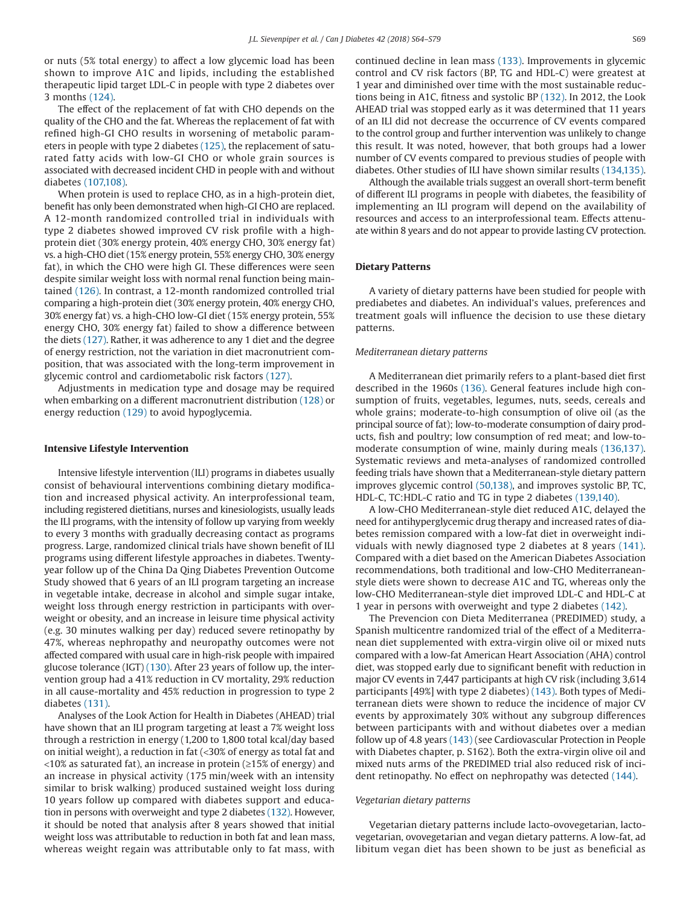or nuts (5% total energy) to affect a low glycemic load has been shown to improve A1C and lipids, including the established therapeutic lipid target LDL-C in people with type 2 diabetes over 3 months (124).

The effect of the replacement of fat with CHO depends on the quality of the CHO and the fat. Whereas the replacement of fat with refined high-GI CHO results in worsening of metabolic parameters in people with type 2 diabetes (125), the replacement of saturated fatty acids with low-GI CHO or whole grain sources is associated with decreased incident CHD in people with and without diabetes (107,108).

When protein is used to replace CHO, as in a high-protein diet, benefit has only been demonstrated when high-GI CHO are replaced. A 12-month randomized controlled trial in individuals with type 2 diabetes showed improved CV risk profile with a high-protein diet (30% energy protein, 40% energy CHO, 30% energy fat) vs. a high-CHO diet (15% energy protein, 55% energy CHO, 30% energy fat), in which the CHO were high GI. These differences were seen despite similar weight loss with normal renal function being maintained (126). In contrast, a 12-month randomized controlled trial comparing a high-protein diet (30% energy protein, 40% energy CHO, 30% energy fat) vs. a high-CHO low-GI diet (15% energy protein, 55% energy CHO, 30% energy fat) failed to show a difference between the diets (127). Rather, it was adherence to any 1 diet and the degree of energy restriction, not the variation in diet macronutrient composition, that was associated with the long-term improvement in glycemic control and cardiometabolic risk factors (127).

Adjustments in medication type and dosage may be required when embarking on a different macronutrient distribution (128) or energy reduction (129) to avoid hypoglycemia.

## Intensive Lifestyle Intervention

Intensive lifestyle intervention (ILI) programs in diabetes usually consist of behavioural interventions combining dietary modification and increased physical activity. An interprofessional team, including registered dietitians, nurses and kinesiologists, usually leads the ILI programs, with the intensity of follow up varying from weekly to every 3 months with gradually decreasing contact as programs progress. Large, randomized clinical trials have shown benefit of ILI programs using different lifestyle approaches in diabetes. Twenty-year follow up of the China Da Qing Diabetes Prevention Outcome Study showed that 6 years of an ILI program targeting an increase in vegetable intake, decrease in alcohol and simple sugar intake, weight loss through energy restriction in participants with overweight or obesity, and an increase in leisure time physical activity (e.g. 30 minutes walking per day) reduced severe retinopathy by 47%, whereas nephropathy and neuropathy outcomes were not affected compared with usual care in high-risk people with impaired glucose tolerance (IGT) (130). After 23 years of follow up, the intervention group had a 41% reduction in CV mortality, 29% reduction in all cause-mortality and 45% reduction in progression to type 2 diabetes (131).

Analyses of the Look Action for Health in Diabetes (AHEAD) trial have shown that an ILI program targeting at least a 7% weight loss through a restriction in energy (1,200 to 1,800 total kcal/day based on initial weight), a reduction in fat (<30% of energy as total fat and <10% as saturated fat), an increase in protein (≥15% of energy) and an increase in physical activity (175 min/week with an intensity similar to brisk walking) produced sustained weight loss during 10 years follow up compared with diabetes support and education in persons with overweight and type 2 diabetes (132). However, it should be noted that analysis after 8 years showed that initial weight loss was attributable to reduction in both fat and lean mass, whereas weight regain was attributable only to fat mass, with continued decline in lean mass (133). Improvements in glycemic control and CV risk factors (BP, TG and HDL-C) were greatest at 1 year and diminished over time with the most sustainable reductions being in A1C, fitness and systolic BP (132). In 2012, the Look AHEAD trial was stopped early as it was determined that 11 years of an ILI did not decrease the occurrence of CV events compared to the control group and further intervention was unlikely to change this result. It was noted, however, that both groups had a lower number of CV events compared to previous studies of people with diabetes. Other studies of ILI have shown similar results (134,135).

Although the available trials suggest an overall short-term benefit of different ILI programs in people with diabetes, the feasibility of implementing an ILI program will depend on the availability of resources and access to an interprofessional team. Effects attenuate within 8 years and do not appear to provide lasting CV protection.

## Dietary Patterns

A variety of dietary patterns have been studied for people with prediabetes and diabetes. An individual's values, preferences and treatment goals will influence the decision to use these dietary patterns.

### *Mediterranean dietary patterns*

A Mediterranean diet primarily refers to a plant-based diet first described in the 1960s (136). General features include high consumption of fruits, vegetables, legumes, nuts, seeds, cereals and whole grains; moderate-to-high consumption of olive oil (as the principal source of fat); low-to-moderate consumption of dairy products, fish and poultry; low consumption of red meat; and low-to-moderate consumption of wine, mainly during meals (136,137). Systematic reviews and meta-analyses of randomized controlled feeding trials have shown that a Mediterranean-style dietary pattern improves glycemic control (50,138), and improves systolic BP, TC, HDL-C, TC:HDL-C ratio and TG in type 2 diabetes (139,140).

A low-CHO Mediterranean-style diet reduced A1C, delayed the need for antihyperglycemic drug therapy and increased rates of diabetes remission compared with a low-fat diet in overweight individuals with newly diagnosed type 2 diabetes at 8 years (141). Compared with a diet based on the American Diabetes Association recommendations, both traditional and low-CHO Mediterranean-style diets were shown to decrease A1C and TG, whereas only the low-CHO Mediterranean-style diet improved LDL-C and HDL-C at 1 year in persons with overweight and type 2 diabetes (142).

The Prevencion con Dieta Mediterranea (PREDIMED) study, a Spanish multicentre randomized trial of the effect of a Mediterranean diet supplemented with extra-virgin olive oil or mixed nuts compared with a low-fat American Heart Association (AHA) control diet, was stopped early due to significant benefit with reduction in major CV events in 7,447 participants at high CV risk (including 3,614 participants [49%] with type 2 diabetes) (143). Both types of Mediterranean diets were shown to reduce the incidence of major CV events by approximately 30% without any subgroup differences between participants with and without diabetes over a median follow up of 4.8 years (143) (see Cardiovascular Protection in People with Diabetes chapter, p. S162). Both the extra-virgin olive oil and mixed nuts arms of the PREDIMED trial also reduced risk of incident retinopathy. No effect on nephropathy was detected (144).

### *Vegetarian dietary patterns*

Vegetarian dietary patterns include lacto-ovovegetarian, lacto-vegetarian, ovovegetarian and vegan dietary patterns. A low-fat, ad libitum vegan diet has been shown to be just as beneficial as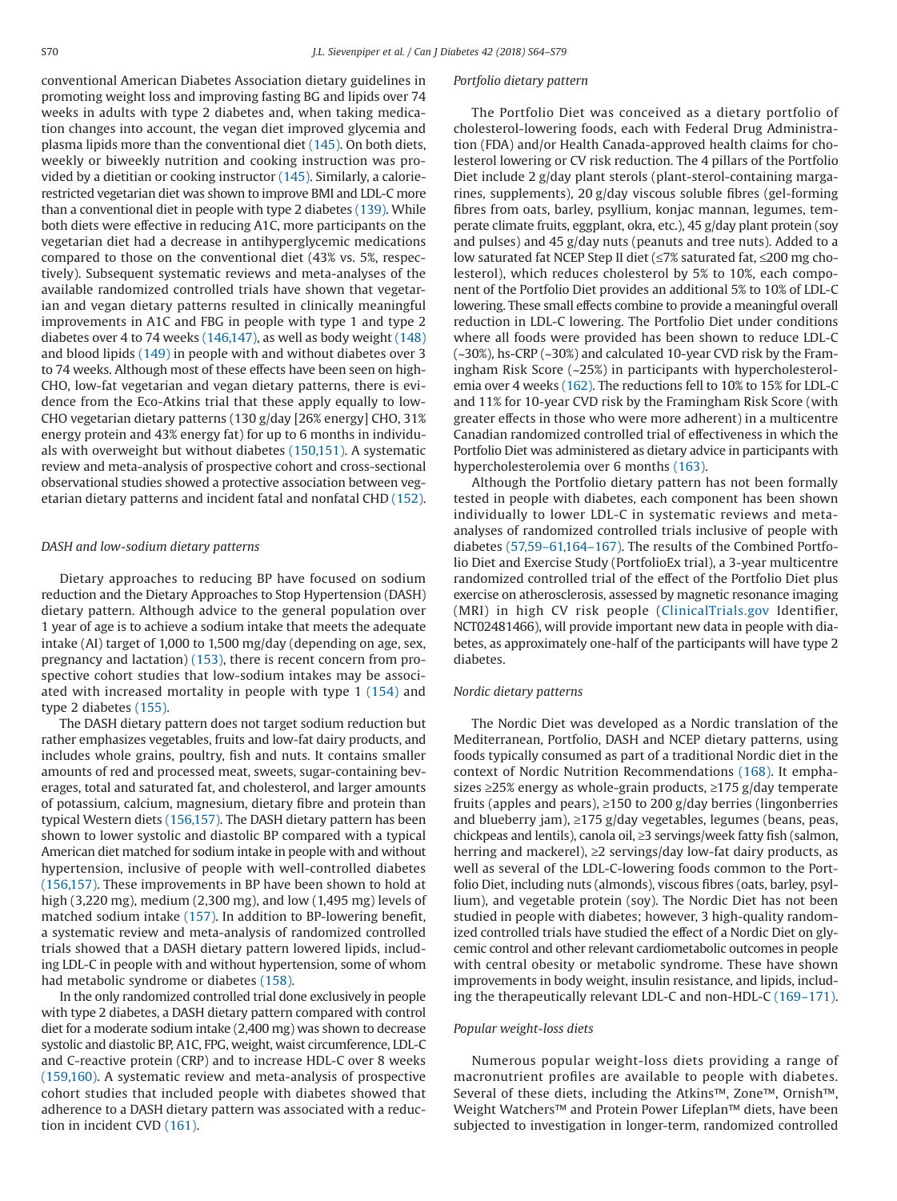conventional American Diabetes Association dietary guidelines in promoting weight loss and improving fasting BG and lipids over 74 weeks in adults with type 2 diabetes and, when taking medication changes into account, the vegan diet improved glycemia and plasma lipids more than the conventional diet (145). On both diets, weekly or biweekly nutrition and cooking instruction was provided by a dietitian or cooking instructor (145). Similarly, a calorie-restricted vegetarian diet was shown to improve BMI and LDL-C more than a conventional diet in people with type 2 diabetes (139). While both diets were effective in reducing A1C, more participants on the vegetarian diet had a decrease in antihyperglycemic medications compared to those on the conventional diet (43% vs. 5%, respectively). Subsequent systematic reviews and meta-analyses of the available randomized controlled trials have shown that vegetarian and vegan dietary patterns resulted in clinically meaningful improvements in A1C and FBG in people with type 1 and type 2 diabetes over 4 to 74 weeks (146,147), as well as body weight (148) and blood lipids (149) in people with and without diabetes over 3 to 74 weeks. Although most of these effects have been seen on high-CHO, low-fat vegetarian and vegan dietary patterns, there is evidence from the Eco-Atkins trial that these apply equally to low-CHO vegetarian dietary patterns (130 g/day [26% energy] CHO, 31% energy protein and 43% energy fat) for up to 6 months in individuals with overweight but without diabetes (150,151). A systematic review and meta-analysis of prospective cohort and cross-sectional observational studies showed a protective association between vegetarian dietary patterns and incident fatal and nonfatal CHD (152).

### *DASH and low-sodium dietary patterns*

Dietary approaches to reducing BP have focused on sodium reduction and the Dietary Approaches to Stop Hypertension (DASH) dietary pattern. Although advice to the general population over 1 year of age is to achieve a sodium intake that meets the adequate intake (AI) target of 1,000 to 1,500 mg/day (depending on age, sex, pregnancy and lactation) (153), there is recent concern from prospective cohort studies that low-sodium intakes may be associated with increased mortality in people with type 1 (154) and type 2 diabetes (155).

The DASH dietary pattern does not target sodium reduction but rather emphasizes vegetables, fruits and low-fat dairy products, and includes whole grains, poultry, fish and nuts. It contains smaller amounts of red and processed meat, sweets, sugar-containing beverages, total and saturated fat, and cholesterol, and larger amounts of potassium, calcium, magnesium, dietary fibre and protein than typical Western diets (156,157). The DASH dietary pattern has been shown to lower systolic and diastolic BP compared with a typical American diet matched for sodium intake in people with and without hypertension, inclusive of people with well-controlled diabetes (156,157). These improvements in BP have been shown to hold at high (3,220 mg), medium (2,300 mg), and low (1,495 mg) levels of matched sodium intake (157). In addition to BP-lowering benefit, a systematic review and meta-analysis of randomized controlled trials showed that a DASH dietary pattern lowered lipids, including LDL-C in people with and without hypertension, some of whom had metabolic syndrome or diabetes (158).

In the only randomized controlled trial done exclusively in people with type 2 diabetes, a DASH dietary pattern compared with control diet for a moderate sodium intake (2,400 mg) was shown to decrease systolic and diastolic BP, A1C, FPG, weight, waist circumference, LDL-C and C-reactive protein (CRP) and to increase HDL-C over 8 weeks (159,160). A systematic review and meta-analysis of prospective cohort studies that included people with diabetes showed that adherence to a DASH dietary pattern was associated with a reduction in incident CVD (161).

### *Portfolio dietary pattern*

The Portfolio Diet was conceived as a dietary portfolio of cholesterol-lowering foods, each with Federal Drug Administration (FDA) and/or Health Canada-approved health claims for cholesterol lowering or CV risk reduction. The 4 pillars of the Portfolio Diet include 2 g/day plant sterols (plant-sterol-containing margarines, supplements), 20 g/day viscous soluble fibres (gel-forming fibres from oats, barley, psyllium, konjac mannan, legumes, temperate climate fruits, eggplant, okra, etc.), 45 g/day plant protein (soy and pulses) and 45 g/day nuts (peanuts and tree nuts). Added to a low saturated fat NCEP Step II diet (≤7% saturated fat, ≤200 mg cholesterol), which reduces cholesterol by 5% to 10%, each component of the Portfolio Diet provides an additional 5% to 10% of LDL-C lowering. These small effects combine to provide a meaningful overall reduction in LDL-C lowering. The Portfolio Diet under conditions where all foods were provided has been shown to reduce LDL-C (~30%), hs-CRP (~30%) and calculated 10-year CVD risk by the Framingham Risk Score (~25%) in participants with hypercholesterolemia over 4 weeks (162). The reductions fell to 10% to 15% for LDL-C and 11% for 10-year CVD risk by the Framingham Risk Score (with greater effects in those who were more adherent) in a multicentre Canadian randomized controlled trial of effectiveness in which the Portfolio Diet was administered as dietary advice in participants with hypercholesterolemia over 6 months (163).

Although the Portfolio dietary pattern has not been formally tested in people with diabetes, each component has been shown individually to lower LDL-C in systematic reviews and meta-analyses of randomized controlled trials inclusive of people with diabetes (57,59–61,164–167). The results of the Combined Portfolio Diet and Exercise Study (PortfolioEx trial), a 3-year multicentre randomized controlled trial of the effect of the Portfolio Diet plus exercise on atherosclerosis, assessed by magnetic resonance imaging (MRI) in high CV risk people (ClinicalTrials.gov Identifier, NCT02481466), will provide important new data in people with diabetes, as approximately one-half of the participants will have type 2 diabetes.

### *Nordic dietary patterns*

The Nordic Diet was developed as a Nordic translation of the Mediterranean, Portfolio, DASH and NCEP dietary patterns, using foods typically consumed as part of a traditional Nordic diet in the context of Nordic Nutrition Recommendations (168). It emphasizes ≥25% energy as whole-grain products, ≥175 g/day temperate fruits (apples and pears), ≥150 to 200 g/day berries (lingonberries and blueberry jam), ≥175 g/day vegetables, legumes (beans, peas, chickpeas and lentils), canola oil, ≥3 servings/week fatty fish (salmon, herring and mackerel), ≥2 servings/day low-fat dairy products, as well as several of the LDL-C-lowering foods common to the Portfolio Diet, including nuts (almonds), viscous fibres (oats, barley, psyllium), and vegetable protein (soy). The Nordic Diet has not been studied in people with diabetes; however, 3 high-quality randomized controlled trials have studied the effect of a Nordic Diet on glycemic control and other relevant cardiometabolic outcomes in people with central obesity or metabolic syndrome. These have shown improvements in body weight, insulin resistance, and lipids, including the therapeutically relevant LDL-C and non-HDL-C (169–171).

### *Popular weight-loss diets*

Numerous popular weight-loss diets providing a range of macronutrient profiles are available to people with diabetes. Several of these diets, including the Atkins™, Zone™, Ornish™, Weight Watchers™ and Protein Power Lifeplan™ diets, have been subjected to investigation in longer-term, randomized controlled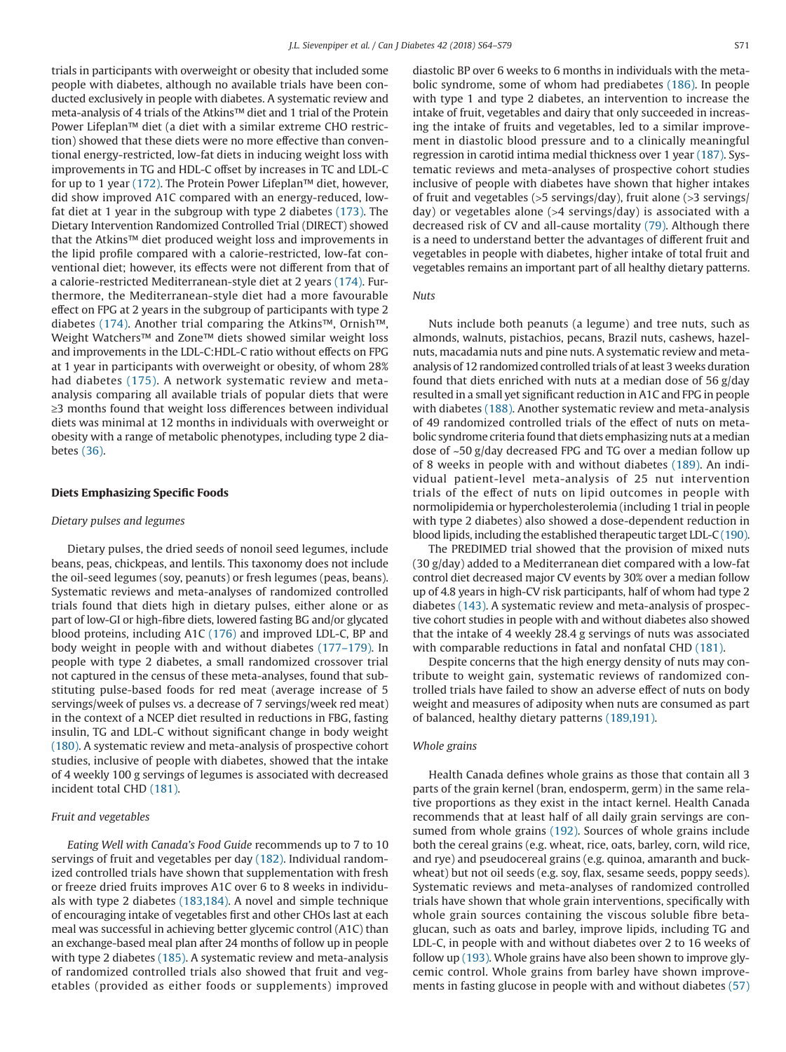trials in participants with overweight or obesity that included some people with diabetes, although no available trials have been conducted exclusively in people with diabetes. A systematic review and meta-analysis of 4 trials of the Atkins™ diet and 1 trial of the Protein Power Lifeplan™ diet (a diet with a similar extreme CHO restriction) showed that these diets were no more effective than conventional energy-restricted, low-fat diets in inducing weight loss with improvements in TG and HDL-C offset by increases in TC and LDL-C for up to 1 year (172). The Protein Power Lifeplan™ diet, however, did show improved A1C compared with an energy-reduced, low-fat diet at 1 year in the subgroup with type 2 diabetes (173). The Dietary Intervention Randomized Controlled Trial (DIRECT) showed that the Atkins™ diet produced weight loss and improvements in the lipid profile compared with a calorie-restricted, low-fat conventional diet; however, its effects were not different from that of a calorie-restricted Mediterranean-style diet at 2 years (174). Furthermore, the Mediterranean-style diet had a more favourable effect on FPG at 2 years in the subgroup of participants with type 2 diabetes (174). Another trial comparing the Atkins™, Ornish™, Weight Watchers™ and Zone™ diets showed similar weight loss and improvements in the LDL-C:HDL-C ratio without effects on FPG at 1 year in participants with overweight or obesity, of whom 28% had diabetes (175). A network systematic review and meta-analysis comparing all available trials of popular diets that were ≥3 months found that weight loss differences between individual diets was minimal at 12 months in individuals with overweight or obesity with a range of metabolic phenotypes, including type 2 diabetes (36).

## Diets Emphasizing Specific Foods

### *Dietary pulses and legumes*

Dietary pulses, the dried seeds of nonoil seed legumes, include beans, peas, chickpeas, and lentils. This taxonomy does not include the oil-seed legumes (soy, peanuts) or fresh legumes (peas, beans). Systematic reviews and meta-analyses of randomized controlled trials found that diets high in dietary pulses, either alone or as part of low-GI or high-fibre diets, lowered fasting BG and/or glycated blood proteins, including A1C (176) and improved LDL-C, BP and body weight in people with and without diabetes (177–179). In people with type 2 diabetes, a small randomized crossover trial not captured in the census of these meta-analyses, found that substituting pulse-based foods for red meat (average increase of 5 servings/week of pulses vs. a decrease of 7 servings/week red meat) in the context of a NCEP diet resulted in reductions in FBG, fasting insulin, TG and LDL-C without significant change in body weight (180). A systematic review and meta-analysis of prospective cohort studies, inclusive of people with diabetes, showed that the intake of 4 weekly 100 g servings of legumes is associated with decreased incident total CHD (181).

### *Fruit and vegetables*

*Eating Well with Canada's Food Guide* recommends up to 7 to 10 servings of fruit and vegetables per day (182). Individual randomized controlled trials have shown that supplementation with fresh or freeze dried fruits improves A1C over 6 to 8 weeks in individuals with type 2 diabetes (183,184). A novel and simple technique of encouraging intake of vegetables first and other CHOs last at each meal was successful in achieving better glycemic control (A1C) than an exchange-based meal plan after 24 months of follow up in people with type 2 diabetes (185). A systematic review and meta-analysis of randomized controlled trials also showed that fruit and vegetables (provided as either foods or supplements) improved diastolic BP over 6 weeks to 6 months in individuals with the metabolic syndrome, some of whom had prediabetes (186). In people with type 1 and type 2 diabetes, an intervention to increase the intake of fruit, vegetables and dairy that only succeeded in increasing the intake of fruits and vegetables, led to a similar improvement in diastolic blood pressure and to a clinically meaningful regression in carotid intima medial thickness over 1 year (187). Systematic reviews and meta-analyses of prospective cohort studies inclusive of people with diabetes have shown that higher intakes of fruit and vegetables (>5 servings/day), fruit alone (>3 servings/day) or vegetables alone (>4 servings/day) is associated with a decreased risk of CV and all-cause mortality (79). Although there is a need to understand better the advantages of different fruit and vegetables in people with diabetes, higher intake of total fruit and vegetables remains an important part of all healthy dietary patterns.

### *Nuts*

Nuts include both peanuts (a legume) and tree nuts, such as almonds, walnuts, pistachios, pecans, Brazil nuts, cashews, hazelnuts, macadamia nuts and pine nuts. A systematic review and meta-analysis of 12 randomized controlled trials of at least 3 weeks duration found that diets enriched with nuts at a median dose of 56 g/day resulted in a small yet significant reduction in A1C and FPG in people with diabetes (188). Another systematic review and meta-analysis of 49 randomized controlled trials of the effect of nuts on metabolic syndrome criteria found that diets emphasizing nuts at a median dose of ~50 g/day decreased FPG and TG over a median follow up of 8 weeks in people with and without diabetes (189). An individual patient-level meta-analysis of 25 nut intervention trials of the effect of nuts on lipid outcomes in people with normolipidemia or hypercholesterolemia (including 1 trial in people with type 2 diabetes) also showed a dose-dependent reduction in blood lipids, including the established therapeutic target LDL-C (190).

The PREDIMED trial showed that the provision of mixed nuts (30 g/day) added to a Mediterranean diet compared with a low-fat control diet decreased major CV events by 30% over a median follow up of 4.8 years in high-CV risk participants, half of whom had type 2 diabetes (143). A systematic review and meta-analysis of prospective cohort studies in people with and without diabetes also showed that the intake of 4 weekly 28.4 g servings of nuts was associated with comparable reductions in fatal and nonfatal CHD (181).

Despite concerns that the high energy density of nuts may contribute to weight gain, systematic reviews of randomized controlled trials have failed to show an adverse effect of nuts on body weight and measures of adiposity when nuts are consumed as part of balanced, healthy dietary patterns (189,191).

### *Whole grains*

Health Canada defines whole grains as those that contain all 3 parts of the grain kernel (bran, endosperm, germ) in the same relative proportions as they exist in the intact kernel. Health Canada recommends that at least half of all daily grain servings are consumed from whole grains (192). Sources of whole grains include both the cereal grains (e.g. wheat, rice, oats, barley, corn, wild rice, and rye) and pseudocereal grains (e.g. quinoa, amaranth and buckwheat) but not oil seeds (e.g. soy, flax, sesame seeds, poppy seeds). Systematic reviews and meta-analyses of randomized controlled trials have shown that whole grain interventions, specifically with whole grain sources containing the viscous soluble fibre beta-glucan, such as oats and barley, improve lipids, including TG and LDL-C, in people with and without diabetes over 2 to 16 weeks of follow up (193). Whole grains have also been shown to improve glycemic control. Whole grains from barley have shown improvements in fasting glucose in people with and without diabetes (57)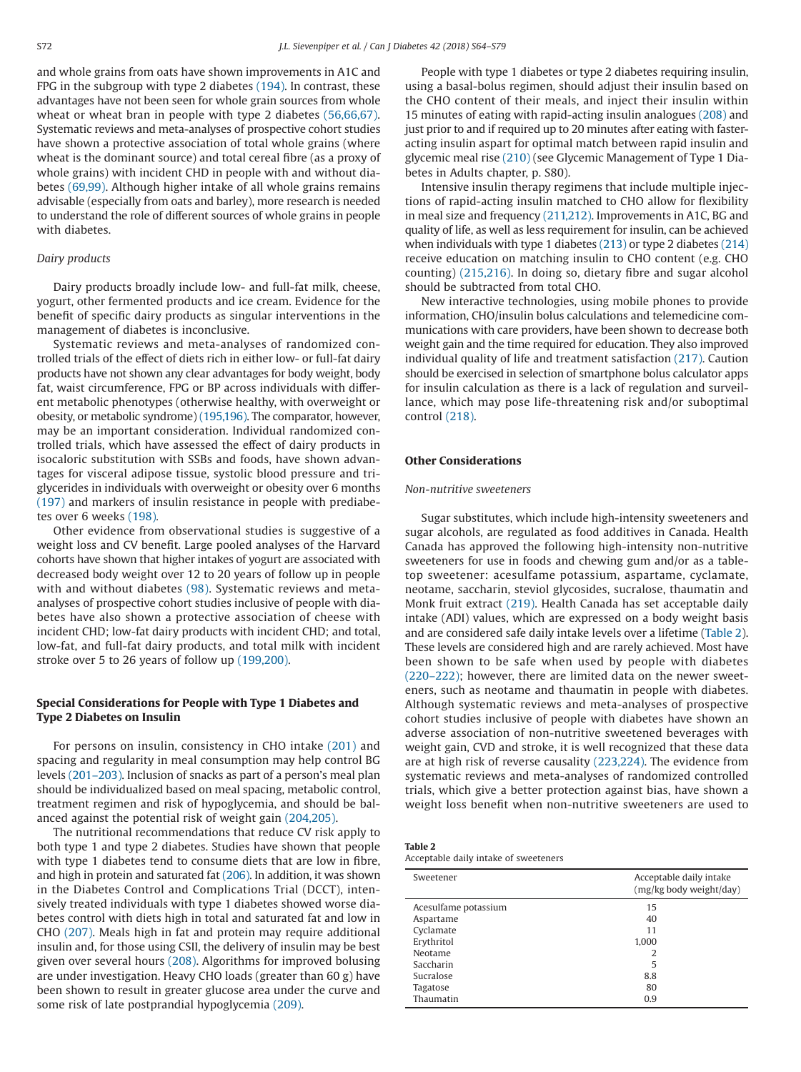and whole grains from oats have shown improvements in A1C and FPG in the subgroup with type 2 diabetes (194). In contrast, these advantages have not been seen for whole grain sources from whole wheat or wheat bran in people with type 2 diabetes (56,66,67). Systematic reviews and meta-analyses of prospective cohort studies have shown a protective association of total whole grains (where wheat is the dominant source) and total cereal fibre (as a proxy of whole grains) with incident CHD in people with and without diabetes (69,99). Although higher intake of all whole grains remains advisable (especially from oats and barley), more research is needed to understand the role of different sources of whole grains in people with diabetes.

### *Dairy products*

Dairy products broadly include low- and full-fat milk, cheese, yogurt, other fermented products and ice cream. Evidence for the benefit of specific dairy products as singular interventions in the management of diabetes is inconclusive.

Systematic reviews and meta-analyses of randomized controlled trials of the effect of diets rich in either low- or full-fat dairy products have not shown any clear advantages for body weight, body fat, waist circumference, FPG or BP across individuals with different metabolic phenotypes (otherwise healthy, with overweight or obesity, or metabolic syndrome) (195,196). The comparator, however, may be an important consideration. Individual randomized controlled trials, which have assessed the effect of dairy products in isocaloric substitution with SSBs and foods, have shown advantages for visceral adipose tissue, systolic blood pressure and triglycerides in individuals with overweight or obesity over 6 months (197) and markers of insulin resistance in people with prediabetes over 6 weeks (198).

Other evidence from observational studies is suggestive of a weight loss and CV benefit. Large pooled analyses of the Harvard cohorts have shown that higher intakes of yogurt are associated with decreased body weight over 12 to 20 years of follow up in people with and without diabetes (98). Systematic reviews and meta-analyses of prospective cohort studies inclusive of people with diabetes have also shown a protective association of cheese with incident CHD; low-fat dairy products with incident CHD; and total, low-fat, and full-fat dairy products, and total milk with incident stroke over 5 to 26 years of follow up (199,200).

## Special Considerations for People with Type 1 Diabetes and Type 2 Diabetes on Insulin

For persons on insulin, consistency in CHO intake (201) and spacing and regularity in meal consumption may help control BG levels (201–203). Inclusion of snacks as part of a person's meal plan should be individualized based on meal spacing, metabolic control, treatment regimen and risk of hypoglycemia, and should be balanced against the potential risk of weight gain (204,205).

The nutritional recommendations that reduce CV risk apply to both type 1 and type 2 diabetes. Studies have shown that people with type 1 diabetes tend to consume diets that are low in fibre, and high in protein and saturated fat (206). In addition, it was shown in the Diabetes Control and Complications Trial (DCCT), intensively treated individuals with type 1 diabetes showed worse diabetes control with diets high in total and saturated fat and low in CHO (207). Meals high in fat and protein may require additional insulin and, for those using CSII, the delivery of insulin may be best given over several hours (208). Algorithms for improved bolusing are under investigation. Heavy CHO loads (greater than 60 g) have been shown to result in greater glucose area under the curve and some risk of late postprandial hypoglycemia (209).

People with type 1 diabetes or type 2 diabetes requiring insulin, using a basal-bolus regimen, should adjust their insulin based on the CHO content of their meals, and inject their insulin within 15 minutes of eating with rapid-acting insulin analogues (208) and just prior to and if required up to 20 minutes after eating with faster-acting insulin aspart for optimal match between rapid insulin and glycemic meal rise (210) (see Glycemic Management of Type 1 Diabetes in Adults chapter, p. S80).

Intensive insulin therapy regimens that include multiple injections of rapid-acting insulin matched to CHO allow for flexibility in meal size and frequency (211,212). Improvements in A1C, BG and quality of life, as well as less requirement for insulin, can be achieved when individuals with type 1 diabetes (213) or type 2 diabetes (214) receive education on matching insulin to CHO content (e.g. CHO counting) (215,216). In doing so, dietary fibre and sugar alcohol should be subtracted from total CHO.

New interactive technologies, using mobile phones to provide information, CHO/insulin bolus calculations and telemedicine communications with care providers, have been shown to decrease both weight gain and the time required for education. They also improved individual quality of life and treatment satisfaction (217). Caution should be exercised in selection of smartphone bolus calculator apps for insulin calculation as there is a lack of regulation and surveillance, which may pose life-threatening risk and/or suboptimal control (218).

## Other Considerations

### *Non-nutritive sweeteners*

Sugar substitutes, which include high-intensity sweeteners and sugar alcohols, are regulated as food additives in Canada. Health Canada has approved the following high-intensity non-nutritive sweeteners for use in foods and chewing gum and/or as a tabletop sweetener: acesulfame potassium, aspartame, cyclamate, neotame, saccharin, steviol glycosides, sucralose, thaumatin and Monk fruit extract (219). Health Canada has set acceptable daily intake (ADI) values, which are expressed on a body weight basis and are considered safe daily intake levels over a lifetime (Table 2). These levels are considered high and are rarely achieved. Most have been shown to be safe when used by people with diabetes (220–222); however, there are limited data on the newer sweeteners, such as neotame and thaumatin in people with diabetes. Although systematic reviews and meta-analyses of prospective cohort studies inclusive of people with diabetes have shown an adverse association of non-nutritive sweetened beverages with weight gain, CVD and stroke, it is well recognized that these data are at high risk of reverse causality (223,224). The evidence from systematic reviews and meta-analyses of randomized controlled trials, which give a better protection against bias, have shown a weight loss benefit when non-nutritive sweeteners are used to

**Table 2**
Acceptable daily intake of sweeteners

| Sweetener | Acceptable daily intake (mg/kg body weight/day) |
|---|---|
| Acesulfame potassium | 15 |
| Aspartame | 40 |
| Cyclamate | 11 |
| Erythritol | 1,000 |
| Neotame | 2 |
| Saccharin | 5 |
| Sucralose | 8.8 |
| Tagatose | 80 |
| Thaumatin | 0.9 |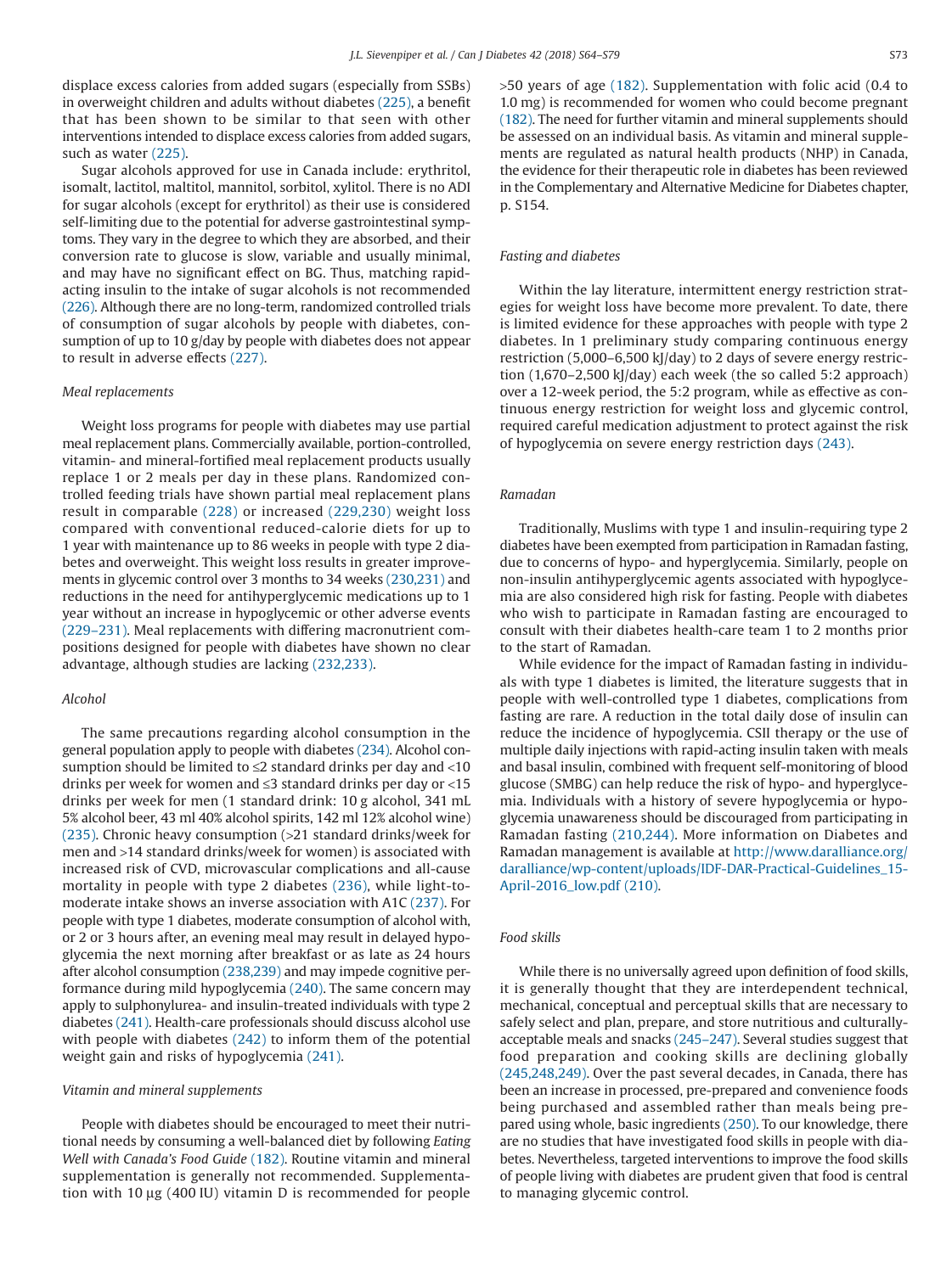displace excess calories from added sugars (especially from SSBs) in overweight children and adults without diabetes (225), a benefit that has been shown to be similar to that seen with other interventions intended to displace excess calories from added sugars, such as water (225).

Sugar alcohols approved for use in Canada include: erythritol, isomalt, lactitol, maltitol, mannitol, sorbitol, xylitol. There is no ADI for sugar alcohols (except for erythritol) as their use is considered self-limiting due to the potential for adverse gastrointestinal symptoms. They vary in the degree to which they are absorbed, and their conversion rate to glucose is slow, variable and usually minimal, and may have no significant effect on BG. Thus, matching rapid-acting insulin to the intake of sugar alcohols is not recommended (226). Although there are no long-term, randomized controlled trials of consumption of sugar alcohols by people with diabetes, consumption of up to 10 g/day by people with diabetes does not appear to result in adverse effects (227).

### *Meal replacements*

Weight loss programs for people with diabetes may use partial meal replacement plans. Commercially available, portion-controlled, vitamin- and mineral-fortified meal replacement products usually replace 1 or 2 meals per day in these plans. Randomized controlled feeding trials have shown partial meal replacement plans result in comparable (228) or increased (229,230) weight loss compared with conventional reduced-calorie diets for up to 1 year with maintenance up to 86 weeks in people with type 2 diabetes and overweight. This weight loss results in greater improvements in glycemic control over 3 months to 34 weeks (230,231) and reductions in the need for antihyperglycemic medications up to 1 year without an increase in hypoglycemic or other adverse events (229–231). Meal replacements with differing macronutrient compositions designed for people with diabetes have shown no clear advantage, although studies are lacking (232,233).

### *Alcohol*

The same precautions regarding alcohol consumption in the general population apply to people with diabetes (234). Alcohol consumption should be limited to ≤2 standard drinks per day and <10 drinks per week for women and ≤3 standard drinks per day or <15 drinks per week for men (1 standard drink: 10 g alcohol, 341 mL 5% alcohol beer, 43 ml 40% alcohol spirits, 142 ml 12% alcohol wine) (235). Chronic heavy consumption (>21 standard drinks/week for men and >14 standard drinks/week for women) is associated with increased risk of CVD, microvascular complications and all-cause mortality in people with type 2 diabetes (236), while light-to-moderate intake shows an inverse association with A1C (237). For people with type 1 diabetes, moderate consumption of alcohol with, or 2 or 3 hours after, an evening meal may result in delayed hypoglycemia the next morning after breakfast or as late as 24 hours after alcohol consumption (238,239) and may impede cognitive performance during mild hypoglycemia (240). The same concern may apply to sulphonylurea- and insulin-treated individuals with type 2 diabetes (241). Health-care professionals should discuss alcohol use with people with diabetes (242) to inform them of the potential weight gain and risks of hypoglycemia (241).

### *Vitamin and mineral supplements*

People with diabetes should be encouraged to meet their nutritional needs by consuming a well-balanced diet by following *Eating Well with Canada's Food Guide* (182). Routine vitamin and mineral supplementation is generally not recommended. Supplementation with 10 μg (400 IU) vitamin D is recommended for people >50 years of age (182). Supplementation with folic acid (0.4 to 1.0 mg) is recommended for women who could become pregnant (182). The need for further vitamin and mineral supplements should be assessed on an individual basis. As vitamin and mineral supplements are regulated as natural health products (NHP) in Canada, the evidence for their therapeutic role in diabetes has been reviewed in the Complementary and Alternative Medicine for Diabetes chapter, p. S154.

### *Fasting and diabetes*

Within the lay literature, intermittent energy restriction strategies for weight loss have become more prevalent. To date, there is limited evidence for these approaches with people with type 2 diabetes. In 1 preliminary study comparing continuous energy restriction (5,000–6,500 kJ/day) to 2 days of severe energy restriction (1,670–2,500 kJ/day) each week (the so called 5:2 approach) over a 12-week period, the 5:2 program, while as effective as continuous energy restriction for weight loss and glycemic control, required careful medication adjustment to protect against the risk of hypoglycemia on severe energy restriction days (243).

### *Ramadan*

Traditionally, Muslims with type 1 and insulin-requiring type 2 diabetes have been exempted from participation in Ramadan fasting, due to concerns of hypo- and hyperglycemia. Similarly, people on non-insulin antihyperglycemic agents associated with hypoglycemia are also considered high risk for fasting. People with diabetes who wish to participate in Ramadan fasting are encouraged to consult with their diabetes health-care team 1 to 2 months prior to the start of Ramadan.

While evidence for the impact of Ramadan fasting in individuals with type 1 diabetes is limited, the literature suggests that in people with well-controlled type 1 diabetes, complications from fasting are rare. A reduction in the total daily dose of insulin can reduce the incidence of hypoglycemia. CSII therapy or the use of multiple daily injections with rapid-acting insulin taken with meals and basal insulin, combined with frequent self-monitoring of blood glucose (SMBG) can help reduce the risk of hypo- and hyperglycemia. Individuals with a history of severe hypoglycemia or hypoglycemia unawareness should be discouraged from participating in Ramadan fasting (210,244). More information on Diabetes and Ramadan management is available at http://www.daralliance.org/daralliance/wp-content/uploads/IDF-DAR-Practical-Guidelines_15-April-2016_low.pdf (210).

### *Food skills*

While there is no universally agreed upon definition of food skills, it is generally thought that they are interdependent technical, mechanical, conceptual and perceptual skills that are necessary to safely select and plan, prepare, and store nutritious and culturally-acceptable meals and snacks (245–247). Several studies suggest that food preparation and cooking skills are declining globally (245,248,249). Over the past several decades, in Canada, there has been an increase in processed, pre-prepared and convenience foods being purchased and assembled rather than meals being prepared using whole, basic ingredients (250). To our knowledge, there are no studies that have investigated food skills in people with diabetes. Nevertheless, targeted interventions to improve the food skills of people living with diabetes are prudent given that food is central to managing glycemic control.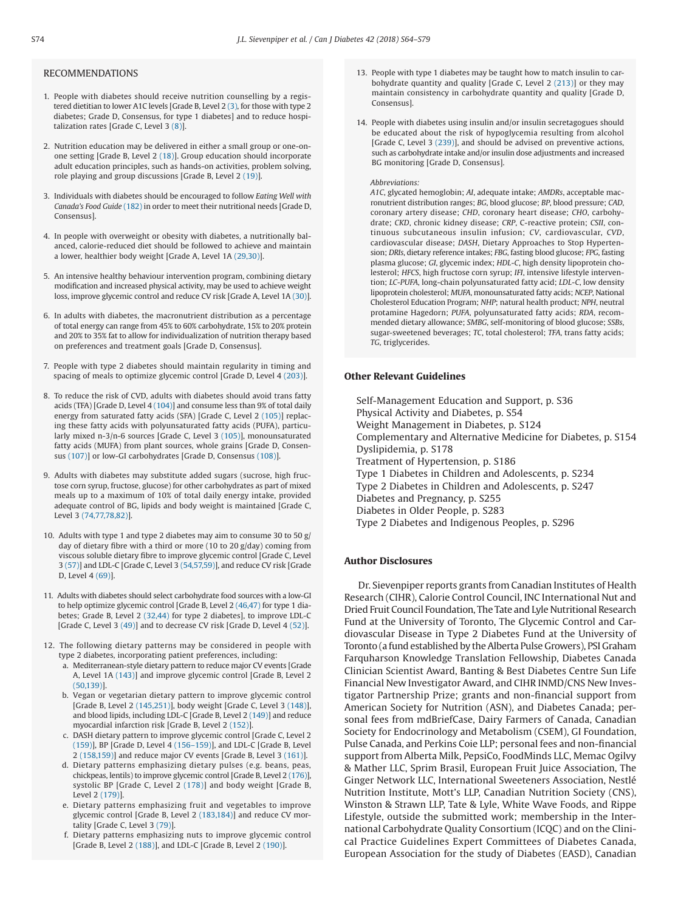## RECOMMENDATIONS

1. People with diabetes should receive nutrition counselling by a registered dietitian to lower A1C levels [Grade B, Level 2 (3), for those with type 2 diabetes; Grade D, Consensus, for type 1 diabetes] and to reduce hospitalization rates [Grade C, Level 3 (8)].

2. Nutrition education may be delivered in either a small group or one-on-one setting [Grade B, Level 2 (18)]. Group education should incorporate adult education principles, such as hands-on activities, problem solving, role playing and group discussions [Grade B, Level 2 (19)].

3. Individuals with diabetes should be encouraged to follow *Eating Well with Canada's Food Guide* (182) in order to meet their nutritional needs [Grade D, Consensus].

4. In people with overweight or obesity with diabetes, a nutritionally balanced, calorie-reduced diet should be followed to achieve and maintain a lower, healthier body weight [Grade A, Level 1A (29,30)].

5. An intensive healthy behaviour intervention program, combining dietary modification and increased physical activity, may be used to achieve weight loss, improve glycemic control and reduce CV risk [Grade A, Level 1A (30)].

6. In adults with diabetes, the macronutrient distribution as a percentage of total energy can range from 45% to 60% carbohydrate, 15% to 20% protein and 20% to 35% fat to allow for individualization of nutrition therapy based on preferences and treatment goals [Grade D, Consensus].

7. People with type 2 diabetes should maintain regularity in timing and spacing of meals to optimize glycemic control [Grade D, Level 4 (203)].

8. To reduce the risk of CVD, adults with diabetes should avoid trans fatty acids (TFA) [Grade D, Level 4 (104)] and consume less than 9% of total daily energy from saturated fatty acids (SFA) [Grade C, Level 2 (105)] replacing these fatty acids with polyunsaturated fatty acids (PUFA), particularly mixed n-3/n-6 sources [Grade C, Level 3 (105)], monounsaturated fatty acids (MUFA) from plant sources, whole grains [Grade D, Consensus (107)] or low-GI carbohydrates [Grade D, Consensus (108)].

9. Adults with diabetes may substitute added sugars (sucrose, high fructose corn syrup, fructose, glucose) for other carbohydrates as part of mixed meals up to a maximum of 10% of total daily energy intake, provided adequate control of BG, lipids and body weight is maintained [Grade C, Level 3 (74,77,78,82)].

10. Adults with type 1 and type 2 diabetes may aim to consume 30 to 50 g/day of dietary fibre with a third or more (10 to 20 g/day) coming from viscous soluble dietary fibre to improve glycemic control [Grade C, Level 3 (57)] and LDL-C [Grade C, Level 3 (54,57,59)], and reduce CV risk [Grade D, Level 4 (69)].

11. Adults with diabetes should select carbohydrate food sources with a low-GI to help optimize glycemic control [Grade B, Level 2 (46,47) for type 1 diabetes; Grade B, Level 2 (32,44) for type 2 diabetes], to improve LDL-C [Grade C, Level 3 (49)] and to decrease CV risk [Grade D, Level 4 (52)].

12. The following dietary patterns may be considered in people with type 2 diabetes, incorporating patient preferences, including:
    a. Mediterranean-style dietary pattern to reduce major CV events [Grade A, Level 1A (143)] and improve glycemic control [Grade B, Level 2 (50,139)].
    b. Vegan or vegetarian dietary pattern to improve glycemic control [Grade B, Level 2 (145,251)], body weight [Grade C, Level 3 (148)], and blood lipids, including LDL-C [Grade B, Level 2 (149)] and reduce myocardial infarction risk [Grade B, Level 2 (152)].
    c. DASH dietary pattern to improve glycemic control [Grade C, Level 2 (159)], BP [Grade D, Level 4 (156–159)], and LDL-C [Grade B, Level 2 (158,159)] and reduce major CV events [Grade B, Level 3 (161)].
    d. Dietary patterns emphasizing dietary pulses (e.g. beans, peas, chickpeas, lentils) to improve glycemic control [Grade B, Level 2 (176)], systolic BP [Grade C, Level 2 (178)] and body weight [Grade B, Level 2 (179)].
    e. Dietary patterns emphasizing fruit and vegetables to improve glycemic control [Grade B, Level 2 (183,184)] and reduce CV mortality [Grade C, Level 3 (79)].
    f. Dietary patterns emphasizing nuts to improve glycemic control [Grade B, Level 2 (188)], and LDL-C [Grade B, Level 2 (190)].

13. People with type 1 diabetes may be taught how to match insulin to carbohydrate quantity and quality [Grade C, Level 2 (213)] or they may maintain consistency in carbohydrate quantity and quality [Grade D, Consensus].

14. People with diabetes using insulin and/or insulin secretagogues should be educated about the risk of hypoglycemia resulting from alcohol [Grade C, Level 3 (239)], and should be advised on preventive actions, such as carbohydrate intake and/or insulin dose adjustments and increased BG monitoring [Grade D, Consensus].

*Abbreviations:*
*A1C*, glycated hemoglobin; *AI*, adequate intake; *AMDRs*, acceptable macronutrient distribution ranges; *BG*, blood glucose; *BP*, blood pressure; *CAD*, coronary artery disease; *CHD*, coronary heart disease; *CHO*, carbohydrate; *CKD*, chronic kidney disease; *CRP*, C-reactive protein; *CSII*, continuous subcutaneous insulin infusion; *CV*, cardiovascular, *CVD*, cardiovascular disease; *DASH*, Dietary Approaches to Stop Hypertension; *DRIs*, dietary reference intakes; *FBG*, fasting blood glucose; *FPG*, fasting plasma glucose; *GI*, glycemic index; *HDL-C*, high density lipoprotein cholesterol; *HFCS*, high fructose corn syrup; *IFI*, intensive lifestyle intervention; *LC-PUFA*, long-chain polyunsaturated fatty acid; *LDL-C*, low density lipoprotein cholesterol; *MUFA*, monounsaturated fatty acids; *NCEP*, National Cholesterol Education Program; *NHP*; natural health product; *NPH*, neutral protamine Hagedorn; *PUFA*, polyunsaturated fatty acids; *RDA*, recommended dietary allowance; *SMBG*, self-monitoring of blood glucose; *SSBs*, sugar-sweetened beverages; *TC*, total cholesterol; *TFA*, trans fatty acids; *TG*, triglycerides.

## Other Relevant Guidelines

Self-Management Education and Support, p. S36
Physical Activity and Diabetes, p. S54
Weight Management in Diabetes, p. S124
Complementary and Alternative Medicine for Diabetes, p. S154
Dyslipidemia, p. S178
Treatment of Hypertension, p. S186
Type 1 Diabetes in Children and Adolescents, p. S234
Type 2 Diabetes in Children and Adolescents, p. S247
Diabetes and Pregnancy, p. S255
Diabetes in Older People, p. S283
Type 2 Diabetes and Indigenous Peoples, p. S296

## Author Disclosures

Dr. Sievenpiper reports grants from Canadian Institutes of Health Research (CIHR), Calorie Control Council, INC International Nut and Dried Fruit Council Foundation, The Tate and Lyle Nutritional Research Fund at the University of Toronto, The Glycemic Control and Cardiovascular Disease in Type 2 Diabetes Fund at the University of Toronto (a fund established by the Alberta Pulse Growers), PSI Graham Farquharson Knowledge Translation Fellowship, Diabetes Canada Clinician Scientist Award, Banting & Best Diabetes Centre Sun Life Financial New Investigator Award, and CIHR INMD/CNS New Investigator Partnership Prize; grants and non-financial support from American Society for Nutrition (ASN), and Diabetes Canada; personal fees from mdBriefCase, Dairy Farmers of Canada, Canadian Society for Endocrinology and Metabolism (CSEM), GI Foundation, Pulse Canada, and Perkins Coie LLP; personal fees and non-financial support from Alberta Milk, PepsiCo, FoodMinds LLC, Memac Ogilvy & Mather LLC, Sprim Brasil, European Fruit Juice Association, The Ginger Network LLC, International Sweeteners Association, Nestlé Nutrition Institute, Mott's LLP, Canadian Nutrition Society (CNS), Winston & Strawn LLP, Tate & Lyle, White Wave Foods, and Rippe Lifestyle, outside the submitted work; membership in the International Carbohydrate Quality Consortium (ICQC) and on the Clinical Practice Guidelines Expert Committees of Diabetes Canada, European Association for the study of Diabetes (EASD), Canadian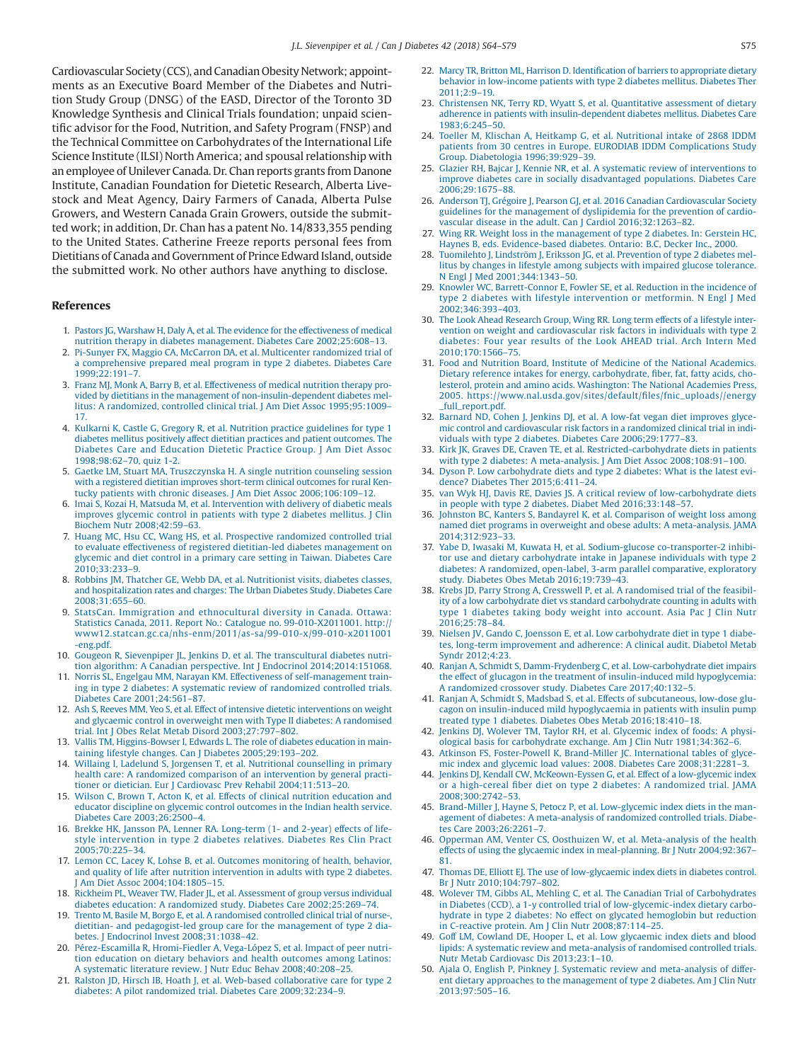Cardiovascular Society (CCS), and Canadian Obesity Network; appointments as an Executive Board Member of the Diabetes and Nutrition Study Group (DNSG) of the EASD, Director of the Toronto 3D Knowledge Synthesis and Clinical Trials foundation; unpaid scientific advisor for the Food, Nutrition, and Safety Program (FNSP) and the Technical Committee on Carbohydrates of the International Life Science Institute (ILSI) North America; and spousal relationship with an employee of Unilever Canada. Dr. Chan reports grants from Danone Institute, Canadian Foundation for Dietetic Research, Alberta Livestock and Meat Agency, Dairy Farmers of Canada, Alberta Pulse Growers, and Western Canada Grain Growers, outside the submitted work; in addition, Dr. Chan has a patent No. 14/833,355 pending to the United States. Catherine Freeze reports personal fees from Dietitians of Canada and Government of Prince Edward Island, outside the submitted work. No other authors have anything to disclose.

## References

1. Pastors JG, Warshaw H, Daly A, et al. The evidence for the effectiveness of medical nutrition therapy in diabetes management. Diabetes Care 2002;25:608–13.
2. Pi-Sunyer FX, Maggio CA, McCarron DA, et al. Multicenter randomized trial of a comprehensive prepared meal program in type 2 diabetes. Diabetes Care 1999;22:191–7.
3. Franz MJ, Monk A, Barry B, et al. Effectiveness of medical nutrition therapy provided by dietitians in the management of non-insulin-dependent diabetes mellitus: A randomized, controlled clinical trial. J Am Diet Assoc 1995;95:1009–17.
4. Kulkarni K, Castle G, Gregory R, et al. Nutrition practice guidelines for type 1 diabetes mellitus positively affect dietitian practices and patient outcomes. The Diabetes Care and Education Dietetic Practice Group. J Am Diet Assoc 1998;98:62–70, quiz 1-2.
5. Gaetke LM, Stuart MA, Truszczynska H. A single nutrition counseling session with a registered dietitian improves short-term clinical outcomes for rural Kentucky patients with chronic diseases. J Am Diet Assoc 2006;106:109–12.
6. Imai S, Kozai H, Matsuda M, et al. Intervention with delivery of diabetic meals improves glycemic control in patients with type 2 diabetes mellitus. J Clin Biochem Nutr 2008;42:59–63.
7. Huang MC, Hsu CC, Wang HS, et al. Prospective randomized controlled trial to evaluate effectiveness of registered dietitian-led diabetes management on glycemic and diet control in a primary care setting in Taiwan. Diabetes Care 2010;33:233–9.
8. Robbins JM, Thatcher GE, Webb DA, et al. Nutritionist visits, diabetes classes, and hospitalization rates and charges: The Urban Diabetes Study. Diabetes Care 2008;31:655–60.
9. StatsCan. Immigration and ethnocultural diversity in Canada. Ottawa: Statistics Canada, 2011. Report No.: Catalogue no. 99-010-X2011001. http://www12.statcan.gc.ca/nhs-enm/2011/as-sa/99-010-x/99-010-x2011001-eng.pdf.
10. Gougeon R, Sievenpiper JL, Jenkins D, et al. The transcultural diabetes nutrition algorithm: A Canadian perspective. Int J Endocrinol 2014;2014:151068.
11. Norris SL, Engelgau MM, Narayan KM. Effectiveness of self-management training in type 2 diabetes: A systematic review of randomized controlled trials. Diabetes Care 2001;24:561–87.
12. Ash S, Reeves MM, Yeo S, et al. Effect of intensive dietetic interventions on weight and glycaemic control in overweight men with Type II diabetes: A randomised trial. Int J Obes Relat Metab Disord 2003;27:797–802.
13. Vallis TM, Higgins-Bowser I, Edwards L. The role of diabetes education in maintaining lifestyle changes. Can J Diabetes 2005;29:193–202.
14. Willaing I, Ladelund S, Jorgensen T, et al. Nutritional counselling in primary health care: A randomized comparison of an intervention by general practitioner or dietician. Eur J Cardiovasc Prev Rehabil 2004;11:513–20.
15. Wilson C, Brown T, Acton K, et al. Effects of clinical nutrition education and educator discipline on glycemic control outcomes in the Indian health service. Diabetes Care 2003;26:2500–4.
16. Brekke HK, Jansson PA, Lenner RA. Long-term (1- and 2-year) effects of lifestyle intervention in type 2 diabetes relatives. Diabetes Res Clin Pract 2005;70:225–34.
17. Lemon CC, Lacey K, Lohse B, et al. Outcomes monitoring of health, behavior, and quality of life after nutrition intervention in adults with type 2 diabetes. J Am Diet Assoc 2004;104:1805–15.
18. Rickheim PL, Weaver TW, Flader JL, et al. Assessment of group versus individual diabetes education: A randomized study. Diabetes Care 2002;25:269–74.
19. Trento M, Basile M, Borgo E, et al. A randomised controlled clinical trial of nurse-, dietitian- and pedagogist-led group care for the management of type 2 diabetes. J Endocrinol Invest 2008;31:1038–42.
20. Pérez-Escamilla R, Hromi-Fiedler A, Vega-Lópe­z S, et al. Impact of peer nutrition education on dietary behaviors and health outcomes among Latinos: A systematic literature review. J Nutr Educ Behav 2008;40:208–25.
21. Ralston JD, Hirsch IB, Hoath J, et al. Web-based collaborative care for type 2 diabetes: A pilot randomized trial. Diabetes Care 2009;32:234–9.
22. Marcy TR, Britton ML, Harrison D. Identification of barriers to appropriate dietary behavior in low-income patients with type 2 diabetes mellitus. Diabetes Ther 2011;2:9–19.
23. Christensen NK, Terry RD, Wyatt S, et al. Quantitative assessment of dietary adherence in patients with insulin-dependent diabetes mellitus. Diabetes Care 1983;6:245–50.
24. Toeller M, Klischan A, Heitkamp G, et al. Nutritional intake of 2868 IDDM patients from 30 centres in Europe. EURODIAB IDDM Complications Study Group. Diabetologia 1996;39:929–39.
25. Glazier RH, Bajcar J, Kennie NR, et al. A systematic review of interventions to improve diabetes care in socially disadvantaged populations. Diabetes Care 2006;29:1675–88.
26. Anderson TJ, Grégoire J, Pearson GJ, et al. 2016 Canadian Cardiovascular Society guidelines for the management of dyslipidemia for the prevention of cardiovascular disease in the adult. Can J Cardiol 2016;32:1263–82.
27. Wing RR. Weight loss in the management of type 2 diabetes. In: Gerstein HC, Haynes B, eds. Evidence-based diabetes. Ontario: B.C, Decker Inc., 2000.
28. Tuomilehto J, Lindström J, Eriksson JG, et al. Prevention of type 2 diabetes mellitus by changes in lifestyle among subjects with impaired glucose tolerance. N Engl J Med 2001;344:1343–50.
29. Knowler WC, Barrett-Connor E, Fowler SE, et al. Reduction in the incidence of type 2 diabetes with lifestyle intervention or metformin. N Engl J Med 2002;346:393–403.
30. The Look AHEAD Research Group, Wing RR. Long term effects of a lifestyle intervention on weight and cardiovascular risk factors in individuals with type 2 diabetes: Four year results of the Look AHEAD trial. Arch Intern Med 2010;170:1566–75.
31. Food and Nutrition Board, Institute of Medicine of the National Academics. Dietary reference intakes for energy, carbohydrate, fiber, fat, fatty acids, cholesterol, protein and amino acids. Washington: The National Academies Press, 2005. https://www.nal.usda.gov/sites/default/files/fnic_uploads//energy_full_report.pdf.
32. Barnard ND, Cohen J, Jenkins DJ, et al. A low-fat vegan diet improves glycemic control and cardiovascular risk factors in a randomized clinical trial in individuals with type 2 diabetes. Diabetes Care 2006;29:1777–83.
33. Kirk JK, Graves DE, Craven TE, et al. Restricted-carbohydrate diets in patients with type 2 diabetes: A meta-analysis. J Am Diet Assoc 2008;108:91–100.
34. Dyson P. Low carbohydrate diets and type 2 diabetes: What is the latest evidence? Diabetes Ther 2015;6:411–24.
35. van Wyk HJ, Davis RE, Davies JS. A critical review of low-carbohydrate diets in people with type 2 diabetes. Diabet Med 2016;33:148–57.
36. Johnston BC, Kanters S, Bandayrel K, et al. Comparison of weight loss among named diet programs in overweight and obese adults: A meta-analysis. JAMA 2014;312:923–33.
37. Yabe D, Iwasaki M, Kuwata H, et al. Sodium-glucose co-transporter-2 inhibitor use and dietary carbohydrate intake in Japanese individuals with type 2 diabetes: A randomized, open-label, 3-arm parallel comparative, exploratory study. Diabetes Obes Metab 2016;19:739–43.
38. Krebs JD, Parry Strong A, Cresswell P, et al. A randomised trial of the feasibility of a low carbohydrate diet vs standard carbohydrate counting in adults with type 1 diabetes taking body weight into account. Asia Pac J Clin Nutr 2016;25:78–84.
39. Nielsen JV, Gando C, Joensson E, et al. Low carbohydrate diet in type 1 diabetes, long-term improvement and adherence: A clinical audit. Diabetol Metab Syndr 2012;4:23.
40. Ranjan A, Schmidt S, Damm-Frydenberg C, et al. Low-carbohydrate diet impairs the effect of glucagon in the treatment of insulin-induced mild hypoglycemia: A randomized crossover study. Diabetes Care 2017;40:132–5.
41. Ranjan A, Schmidt S, Madsbad S, et al. Effects of subcutaneous, low-dose glucagon on insulin-induced mild hypoglycaemia in patients with insulin pump treated type 1 diabetes. Diabetes Obes Metab 2016;18:410–18.
42. Jenkins DJ, Wolever TM, Taylor RH, et al. Glycemic index of foods: A physiological basis for carbohydrate exchange. Am J Clin Nutr 1981;34:362–6.
43. Atkinson FS, Foster-Powell K, Brand-Miller JC. International tables of glycemic index and glycemic load values: 2008. Diabetes Care 2008;31:2281–3.
44. Jenkins DJ, Kendall CW, McKeown-Eyssen G, et al. Effect of a low-glycemic index or a high-cereal fiber diet on type 2 diabetes: A randomized trial. JAMA 2008;300:2742–53.
45. Brand-Miller J, Hayne S, Petocz P, et al. Low-glycemic index diets in the management of diabetes: A meta-analysis of randomized controlled trials. Diabetes Care 2003;26:2261–7.
46. Opperman AM, Venter CS, Oosthuizen W, et al. Meta-analysis of the health effects of using the glycaemic index in meal-planning. Br J Nutr 2004;92:367–81.
47. Thomas DE, Elliott EJ. The use of low-glycaemic index diets in diabetes control. Br J Nutr 2010;104:797–802.
48. Wolever TM, Gibbs AL, Mehling C, et al. The Canadian Trial of Carbohydrates in Diabetes (CCD), a 1-y controlled trial of low-glycemic-index dietary carbohydrate in type 2 diabetes: No effect on glycated hemoglobin but reduction in C-reactive protein. Am J Clin Nutr 2008;87:114–25.
49. Goff LM, Cowland DE, Hooper L, et al. Low glycaemic index diets and blood lipids: A systematic review and meta-analysis of randomised controlled trials. Nutr Metab Cardiovasc Dis 2013;23:1–10.
50. Ajala O, English P, Pinkney J. Systematic review and meta-analysis of different dietary approaches to the management of type 2 diabetes. Am J Clin Nutr 2013;97:505–16.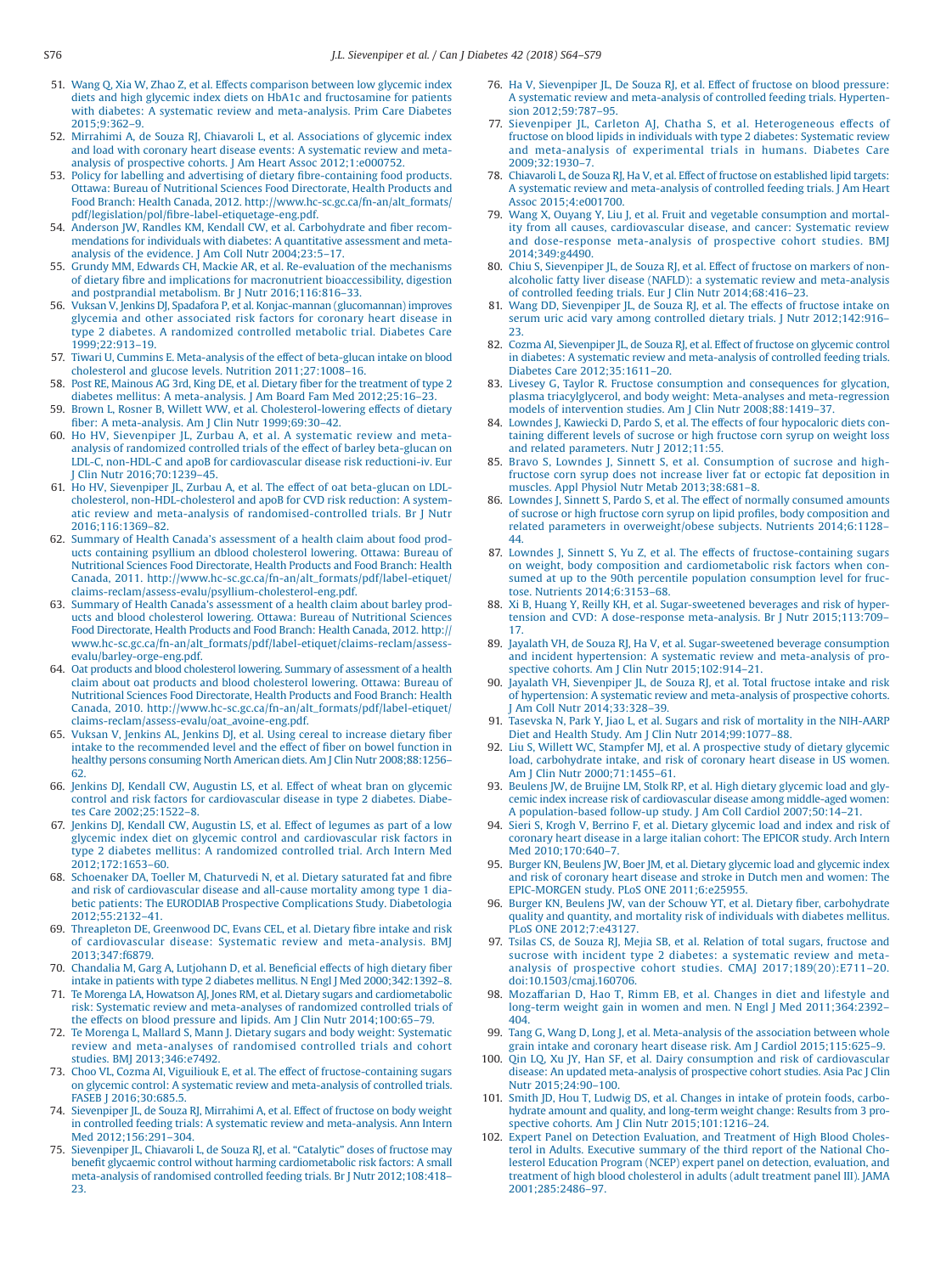51. Wang Q, Xia W, Zhao Z, et al. Effects comparison between low glycemic index diets and high glycemic index diets on HbA1c and fructosamine for patients with diabetes: A systematic review and meta-analysis. Prim Care Diabetes 2015;9:362–9.
52. Mirrahimi A, de Souza RJ, Chiavaroli L, et al. Associations of glycemic index and load with coronary heart disease events: A systematic review and meta-analysis of prospective cohorts. J Am Heart Assoc 2012;1:e000752.
53. Policy for labelling and advertising of dietary fibre-containing food products. Ottawa: Bureau of Nutritional Sciences Food Directorate, Health Products and Food Branch: Health Canada, 2012. http://www.hc-sc.gc.ca/fn-an/alt_formats/pdf/legislation/pol/fibre-label-etiquetage-eng.pdf.
54. Anderson JW, Randles KM, Kendall CW, et al. Carbohydrate and fiber recommendations for individuals with diabetes: A quantitative assessment and meta-analysis of the evidence. J Am Coll Nutr 2004;23:5–17.
55. Grundy MM, Edwards CH, Mackie AR, et al. Re-evaluation of the mechanisms of dietary fibre and implications for macronutrient bioaccessibility, digestion and postprandial metabolism. Br J Nutr 2016;116:816–33.
56. Vuksan V, Jenkins DJ, Spadafora P, et al. Konjac-mannan (glucomannan) improves glycemia and other associated risk factors for coronary heart disease in type 2 diabetes. A randomized controlled metabolic trial. Diabetes Care 1999;22:913–19.
57. Tiwari U, Cummins E. Meta-analysis of the effect of beta-glucan intake on blood cholesterol and glucose levels. Nutrition 2011;27:1008–16.
58. Post RE, Mainous AG 3rd, King DE, et al. Dietary fiber for the treatment of type 2 diabetes mellitus: A meta-analysis. J Am Board Fam Med 2012;25:16–23.
59. Brown L, Rosner B, Willett WW, et al. Cholesterol-lowering effects of dietary fiber: A meta-analysis. Am J Clin Nutr 1999;69:30–42.
60. Ho HV, Sievenpiper JL, Zurbau A, et al. A systematic review and meta-analysis of randomized controlled trials of the effect of barley beta-glucan on LDL-C, non-HDL-C and apoB for cardiovascular disease risk reductioni-iv. Eur J Clin Nutr 2016;70:1239–45.
61. Ho HV, Sievenpiper JL, Zurbau A, et al. The effect of oat beta-glucan on LDL-cholesterol, non-HDL-cholesterol and apoB for CVD risk reduction: A systematic review and meta-analysis of randomised-controlled trials. Br J Nutr 2016;116:1369–82.
62. Summary of Health Canada's assessment of a health claim about food products containing psyllium an dblood cholesterol lowering. Ottawa: Bureau of Nutritional Sciences Food Directorate, Health Products and Food Branch: Health Canada, 2011. http://www.hc-sc.gc.ca/fn-an/alt_formats/pdf/label-etiquet/claims-reclam/assess-evalu/psyllium-cholesterol-eng.pdf.
63. Summary of Health Canada's assessment of a health claim about barley products and blood cholesterol lowering. Ottawa: Bureau of Nutritional Sciences Food Directorate, Health Products and Food Branch: Health Canada, 2012. http://www.hc-sc.gc.ca/fn-an/alt_formats/pdf/label-etiquet/claims-reclam/assess-evalu/barley-orge-eng.pdf.
64. Oat products and blood cholesterol lowering. Summary of assessment of a health claim about oat products and blood cholesterol lowering. Ottawa: Bureau of Nutritional Sciences Food Directorate, Health Products and Food Branch: Health Canada, 2010. http://www.hc-sc.gc.ca/fn-an/alt_formats/pdf/label-etiquet/claims-reclam/assess-evalu/oat_avoine-eng.pdf.
65. Vuksan V, Jenkins AL, Jenkins DJ, et al. Using cereal to increase dietary fiber intake to the recommended level and the effect of fiber on bowel function in healthy persons consuming North American diets. Am J Clin Nutr 2008;88:1256–62.
66. Jenkins DJ, Kendall CW, Augustin LS, et al. Effect of wheat bran on glycemic control and risk factors for cardiovascular disease in type 2 diabetes. Diabetes Care 2002;25:1522–8.
67. Jenkins DJ, Kendall CW, Augustin LS, et al. Effect of legumes as part of a low glycemic index diet on glycemic control and cardiovascular risk factors in type 2 diabetes mellitus: A randomized controlled trial. Arch Intern Med 2012;172:1653–60.
68. Schoenaker DA, Toeller M, Chaturvedi N, et al. Dietary saturated fat and fibre and risk of cardiovascular disease and all-cause mortality among type 1 diabetic patients: The EURODIAB Prospective Complications Study. Diabetologia 2012;55:2132–41.
69. Threapleton DE, Greenwood DC, Evans CEL, et al. Dietary fibre intake and risk of cardiovascular disease: Systematic review and meta-analysis. BMJ 2013;347:f6879.
70. Chandalia M, Garg A, Lutjohann D, et al. Beneficial effects of high dietary fiber intake in patients with type 2 diabetes mellitus. N Engl J Med 2000;342:1392–8.
71. Te Morenga LA, Howatson AJ, Jones RM, et al. Dietary sugars and cardiometabolic risk: Systematic review and meta-analyses of randomized controlled trials of the effects on blood pressure and lipids. Am J Clin Nutr 2014;100:65–79.
72. Te Morenga L, Mallard S, Mann J. Dietary sugars and body weight: Systematic review and meta-analyses of randomised controlled trials and cohort studies. BMJ 2013;346:e7492.
73. Choo VL, Cozma AI, Viguiliouk E, et al. The effect of fructose-containing sugars on glycemic control: A systematic review and meta-analysis of controlled trials. FASEB J 2016;30:685.5.
74. Sievenpiper JL, de Souza RJ, Mirrahimi A, et al. Effect of fructose on body weight in controlled feeding trials: A systematic review and meta-analysis. Ann Intern Med 2012;156:291–304.
75. Sievenpiper JL, Chiavaroli L, de Souza RJ, et al. "Catalytic" doses of fructose may benefit glycaemic control without harming cardiometabolic risk factors: A small meta-analysis of randomised controlled feeding trials. Br J Nutr 2012;108:418–23.
76. Ha V, Sievenpiper JL, De Souza RJ, et al. Effect of fructose on blood pressure: A systematic review and meta-analysis of controlled feeding trials. Hypertension 2012;59:787–95.
77. Sievenpiper JL, Carleton AJ, Chatha S, et al. Heterogeneous effects of fructose on blood lipids in individuals with type 2 diabetes: Systematic review and meta-analysis of experimental trials in humans. Diabetes Care 2009;32:1930–7.
78. Chiavaroli L, de Souza RJ, Ha V, et al. Effect of fructose on established lipid targets: A systematic review and meta-analysis of controlled feeding trials. J Am Heart Assoc 2015;4:e001700.
79. Wang X, Ouyang Y, Liu J, et al. Fruit and vegetable consumption and mortality from all causes, cardiovascular disease, and cancer: Systematic review and dose-response meta-analysis of prospective cohort studies. BMJ 2014;349:g4490.
80. Chiu S, Sievenpiper JL, de Souza RJ, et al. Effect of fructose on markers of non-alcoholic fatty liver disease (NAFLD): a systematic review and meta-analysis of controlled feeding trials. Eur J Clin Nutr 2014;68:416–23.
81. Wang DD, Sievenpiper JL, de Souza RJ, et al. The effects of fructose intake on serum uric acid vary among controlled dietary trials. J Nutr 2012;142:916–23.
82. Cozma AI, Sievenpiper JL, de Souza RJ, et al. Effect of fructose on glycemic control in diabetes: A systematic review and meta-analysis of controlled feeding trials. Diabetes Care 2012;35:1611–20.
83. Livesey G, Taylor R. Fructose consumption and consequences for glycation, plasma triacylglycerol, and body weight: Meta-analyses and meta-regression models of intervention studies. Am J Clin Nutr 2008;88:1419–37.
84. Lowndes J, Kawiecki D, Pardo S, et al. The effects of four hypocaloric diets containing different levels of sucrose or high fructose corn syrup on weight loss and related parameters. Nutr J 2012;11:55.
85. Bravo S, Lowndes J, Sinnett S, et al. Consumption of sucrose and high-fructose corn syrup does not increase liver fat or ectopic fat deposition in muscles. Appl Physiol Nutr Metab 2013;38:681–8.
86. Lowndes J, Sinnett S, Pardo S, et al. The effect of normally consumed amounts of sucrose or high fructose corn syrup on lipid profiles, body composition and related parameters in overweight/obese subjects. Nutrients 2014;6:1128–44.
87. Lowndes J, Sinnett S, Yu Z, et al. The effects of fructose-containing sugars on weight, body composition and cardiometabolic risk factors when consumed at up to the 90th percentile population consumption level for fructose. Nutrients 2014;6:3153–68.
88. Xi B, Huang Y, Reilly KH, et al. Sugar-sweetened beverages and risk of hypertension and CVD: A dose-response meta-analysis. Br J Nutr 2015;113:709–17.
89. Jayalath VH, de Souza RJ, Ha V, et al. Sugar-sweetened beverage consumption and incident hypertension: A systematic review and meta-analysis of prospective cohorts. Am J Clin Nutr 2015;102:914–21.
90. Jayalath VH, Sievenpiper JL, de Souza RJ, et al. Total fructose intake and risk of hypertension: A systematic review and meta-analysis of prospective cohorts. J Am Coll Nutr 2014;33:328–39.
91. Tasevska N, Park Y, Jiao L, et al. Sugars and risk of mortality in the NIH-AARP Diet and Health Study. Am J Clin Nutr 2014;99:1077–88.
92. Liu S, Willett WC, Stampfer MJ, et al. A prospective study of dietary glycemic load, carbohydrate intake, and risk of coronary heart disease in US women. Am J Clin Nutr 2000;71:1455–61.
93. Beulens JW, de Bruijne LM, Stolk RP, et al. High dietary glycemic load and glycemic index increase risk of cardiovascular disease among middle-aged women: A population-based follow-up study. J Am Coll Cardiol 2007;50:14–21.
94. Sieri S, Krogh V, Berrino F, et al. Dietary glycemic load and index and risk of coronary heart disease in a large italian cohort: The EPICOR study. Arch Intern Med 2010;170:640–7.
95. Burger KN, Beulens JW, Boer JM, et al. Dietary glycemic load and glycemic index and risk of coronary heart disease and stroke in Dutch men and women: The EPIC-MORGEN study. PLoS ONE 2011;6:e25955.
96. Burger KN, Beulens JW, van der Schouw YT, et al. Dietary fiber, carbohydrate quality and quantity, and mortality risk of individuals with diabetes mellitus. PLoS ONE 2012;7:e43127.
97. Tsilas CS, de Souza RJ, Mejia SB, et al. Relation of total sugars, fructose and sucrose with incident type 2 diabetes: a systematic review and meta-analysis of prospective cohort studies. CMAJ 2017;189(20):E711–20. doi:10.1503/cmaj.160706.
98. Mozaffarian D, Hao T, Rimm EB, et al. Changes in diet and lifestyle and long-term weight gain in women and men. N Engl J Med 2011;364:2392–404.
99. Tang G, Wang D, Long J, et al. Meta-analysis of the association between whole grain intake and coronary heart disease risk. Am J Cardiol 2015;115:625–9.
100. Qin LQ, Xu JY, Han SF, et al. Dairy consumption and risk of cardiovascular disease: An updated meta-analysis of prospective cohort studies. Asia Pac J Clin Nutr 2015;24:90–100.
101. Smith JD, Hou T, Ludwig DS, et al. Changes in intake of protein foods, carbohydrate amount and quality, and long-term weight change: Results from 3 prospective cohorts. Am J Clin Nutr 2015;101:1216–24.
102. Expert Panel on Detection Evaluation, and Treatment of High Blood Cholesterol in Adults. Executive summary of the third report of the National Cholesterol Education Program (NCEP) expert panel on detection, evaluation, and treatment of high blood cholesterol in adults (adult treatment panel III). JAMA 2001;285:2486–97.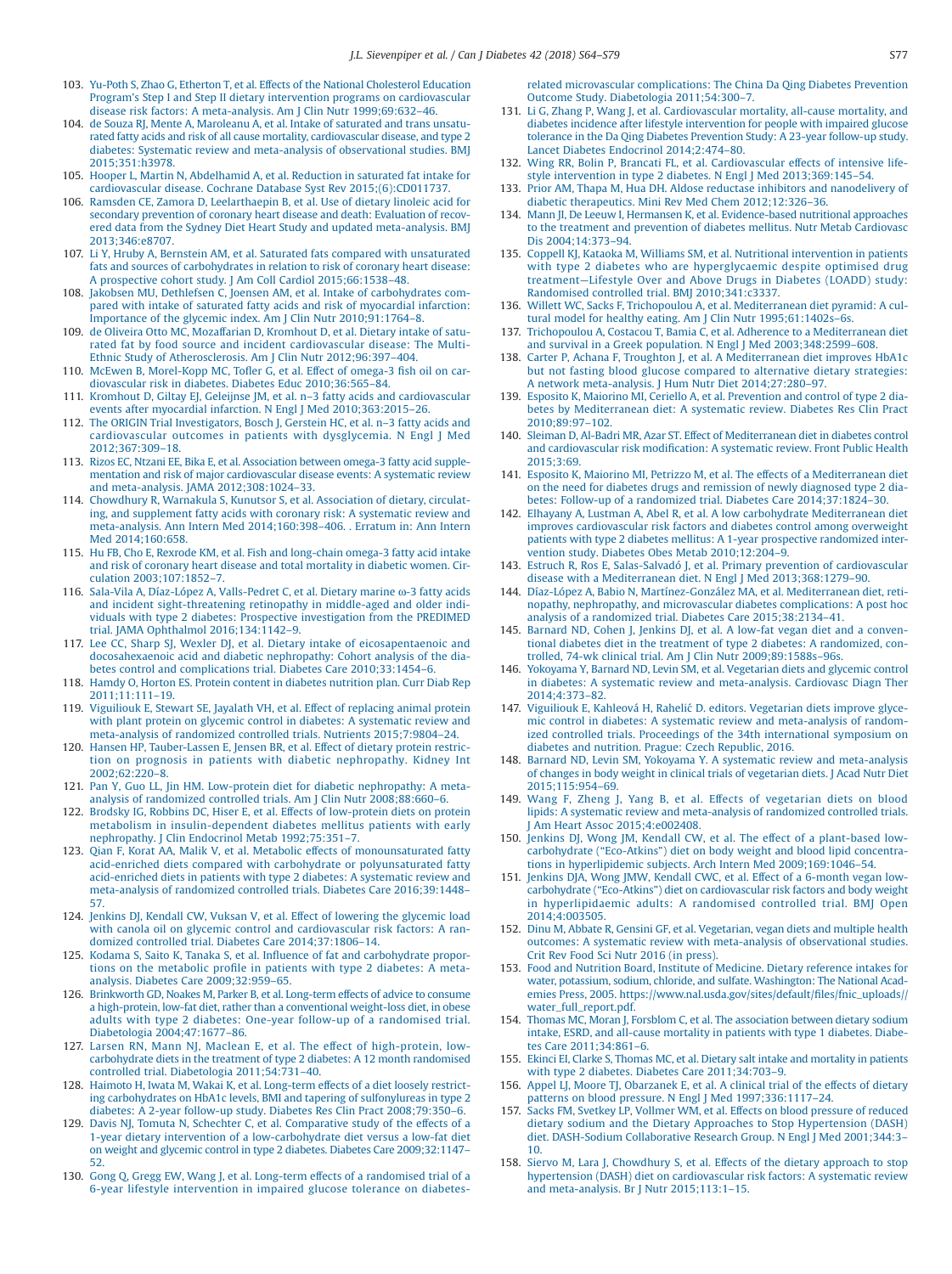103. Yu-Poth S, Zhao G, Etherton T, et al. Effects of the National Cholesterol Education Program's Step I and Step II dietary intervention programs on cardiovascular disease risk factors: A meta-analysis. Am J Clin Nutr 1999;69:632–46.
104. de Souza RJ, Mente A, Maroleanu A, et al. Intake of saturated and trans unsaturated fatty acids and risk of all cause mortality, cardiovascular disease, and type 2 diabetes: Systematic review and meta-analysis of observational studies. BMJ 2015;351:h3978.
105. Hooper L, Martin N, Abdelhamid A, et al. Reduction in saturated fat intake for cardiovascular disease. Cochrane Database Syst Rev 2015;(6):CD011737.
106. Ramsden CE, Zamora D, Leelarthaepin B, et al. Use of dietary linoleic acid for secondary prevention of coronary heart disease and death: Evaluation of recovered data from the Sydney Diet Heart Study and updated meta-analysis. BMJ 2013;346:e8707.
107. Li Y, Hruby A, Bernstein AM, et al. Saturated fats compared with unsaturated fats and sources of carbohydrates in relation to risk of coronary heart disease: A prospective cohort study. J Am Coll Cardiol 2015;66:1538–48.
108. Jakobsen MU, Dethlefsen C, Joensen AM, et al. Intake of carbohydrates compared with intake of saturated fatty acids and risk of myocardial infarction: Importance of the glycemic index. Am J Clin Nutr 2010;91:1764–8.
109. de Oliveira Otto MC, Mozaffarian D, Kromhout D, et al. Dietary intake of saturated fat by food source and incident cardiovascular disease: The Multi-Ethnic Study of Atherosclerosis. Am J Clin Nutr 2012;96:397–404.
110. McEwen B, Morel-Kopp MC, Tofler G, et al. Effect of omega-3 fish oil on cardiovascular risk in diabetes. Diabetes Educ 2010;36:565–84.
111. Kromhout D, Giltay EJ, Geleijnse JM, et al. n–3 fatty acids and cardiovascular events after myocardial infarction. N Engl J Med 2010;363:2015–26.
112. The ORIGIN Trial Investigators, Bosch J, Gerstein HC, et al. n–3 fatty acids and cardiovascular outcomes in patients with dysglycemia. N Engl J Med 2012;367:309–18.
113. Rizos EC, Ntzani EE, Bika E, et al. Association between omega-3 fatty acid supplementation and risk of major cardiovascular disease events: A systematic review and meta-analysis. JAMA 2012;308:1024–33.
114. Chowdhury R, Warnakula S, Kunutsor S, et al. Association of dietary, circulating, and supplement fatty acids with coronary risk: A systematic review and meta-analysis. Ann Intern Med 2014;160:398–406. . Erratum in: Ann Intern Med 2014;160:658.
115. Hu FB, Cho E, Rexrode KM, et al. Fish and long-chain omega-3 fatty acid intake and risk of coronary heart disease and total mortality in diabetic women. Circulation 2003;107:1852–7.
116. Sala-Vila A, Díaz-López A, Valls-Pedret C, et al. Dietary marine ω-3 fatty acids and incident sight-threatening retinopathy in middle-aged and older individuals with type 2 diabetes: Prospective investigation from the PREDIMED trial. JAMA Ophthalmol 2016;134:1142–9.
117. Lee CC, Sharp SJ, Wexler DJ, et al. Dietary intake of eicosapentaenoic and docosahexaenoic acid and diabetic nephropathy: Cohort analysis of the diabetes control and complications trial. Diabetes Care 2010;33:1454–6.
118. Hamdy O, Horton ES. Protein content in diabetes nutrition plan. Curr Diab Rep 2011;11:111–19.
119. Viguiliouk E, Stewart SE, Jayalath VH, et al. Effect of replacing animal protein with plant protein on glycemic control in diabetes: A systematic review and meta-analysis of randomized controlled trials. Nutrients 2015;7:9804–24.
120. Hansen HP, Tauber-Lassen E, Jensen BR, et al. Effect of dietary protein restriction on prognosis in patients with diabetic nephropathy. Kidney Int 2002;62:220–8.
121. Pan Y, Guo LL, Jin HM. Low-protein diet for diabetic nephropathy: A meta-analysis of randomized controlled trials. Am J Clin Nutr 2008;88:660–6.
122. Brodsky IG, Robbins DC, Hiser E, et al. Effects of low-protein diets on protein metabolism in insulin-dependent diabetes mellitus patients with early nephropathy. J Clin Endocrinol Metab 1992;75:351–7.
123. Qian F, Korat AA, Malik V, et al. Metabolic effects of monounsaturated fatty acid-enriched diets compared with carbohydrate or polyunsaturated fatty acid-enriched diets in patients with type 2 diabetes: A systematic review and meta-analysis of randomized controlled trials. Diabetes Care 2016;39:1448–57.
124. Jenkins DJ, Kendall CW, Vuksan V, et al. Effect of lowering the glycemic load with canola oil on glycemic control and cardiovascular risk factors: A randomized controlled trial. Diabetes Care 2014;37:1806–14.
125. Kodama S, Saito K, Tanaka S, et al. Influence of fat and carbohydrate proportions on the metabolic profile in patients with type 2 diabetes: A meta-analysis. Diabetes Care 2009;32:959–65.
126. Brinkworth GD, Noakes M, Parker B, et al. Long-term effects of advice to consume a high-protein, low-fat diet, rather than a conventional weight-loss diet, in obese adults with type 2 diabetes: One-year follow-up of a randomised trial. Diabetologia 2004;47:1677–86.
127. Larsen RN, Mann NJ, Maclean E, et al. The effect of high-protein, low-carbohydrate diets in the treatment of type 2 diabetes: A 12 month randomised controlled trial. Diabetologia 2011;54:731–40.
128. Haimoto H, Iwata M, Wakai K, et al. Long-term effects of a diet loosely restricting carbohydrates on HbA1c levels, BMI and tapering of sulfonylureas in type 2 diabetes: A 2-year follow-up study. Diabetes Res Clin Pract 2008;79:350–6.
129. Davis NJ, Tomuta N, Schechter C, et al. Comparative study of the effects of a 1-year dietary intervention of a low-carbohydrate diet versus a low-fat diet on weight and glycemic control in type 2 diabetes. Diabetes Care 2009;32:1147–52.
130. Gong Q, Gregg EW, Wang J, et al. Long-term effects of a randomised trial of a 6-year lifestyle intervention in impaired glucose tolerance on diabetes-related microvascular complications: The China Da Qing Diabetes Prevention Outcome Study. Diabetologia 2011;54:300–7.
131. Li G, Zhang P, Wang J, et al. Cardiovascular mortality, all-cause mortality, and diabetes incidence after lifestyle intervention for people with impaired glucose tolerance in the Da Qing Diabetes Prevention Study: A 23-year follow-up study. Lancet Diabetes Endocrinol 2014;2:474–80.
132. Wing RR, Bolin P, Brancati FL, et al. Cardiovascular effects of intensive lifestyle intervention in type 2 diabetes. N Engl J Med 2013;369:145–54.
133. Prior AM, Thapa M, Hua DH. Aldose reductase inhibitors and nanodelivery of diabetic therapeutics. Mini Rev Med Chem 2012;12:326–36.
134. Mann JI, De Leeuw I, Hermansen K, et al. Evidence-based nutritional approaches to the treatment and prevention of diabetes mellitus. Nutr Metab Cardiovasc Dis 2004;14:373–94.
135. Coppell KJ, Kataoka M, Williams SM, et al. Nutritional intervention in patients with type 2 diabetes who are hyperglycaemic despite optimised drug treatment—Lifestyle Over and Above Drugs in Diabetes (LOADD) study: Randomised controlled trial. BMJ 2010;341:c3337.
136. Willett WC, Sacks F, Trichopoulou A, et al. Mediterranean diet pyramid: A cultural model for healthy eating. Am J Clin Nutr 1995;61:1402s–6s.
137. Trichopoulou A, Costacou T, Bamia C, et al. Adherence to a Mediterranean diet and survival in a Greek population. N Engl J Med 2003;348:2599–608.
138. Carter P, Achana F, Troughton J, et al. A Mediterranean diet improves HbA1c but not fasting blood glucose compared to alternative dietary strategies: A network meta-analysis. J Hum Nutr Diet 2014;27:280–97.
139. Esposito K, Maiorino MI, Ceriello A, et al. Prevention and control of type 2 diabetes by Mediterranean diet: A systematic review. Diabetes Res Clin Pract 2010;89:97–102.
140. Sleiman D, Al-Badri MR, Azar ST. Effect of Mediterranean diet in diabetes control and cardiovascular risk modification: A systematic review. Front Public Health 2015;3:69.
141. Esposito K, Maiorino MI, Petrizzo M, et al. The effects of a Mediterranean diet on the need for diabetes drugs and remission of newly diagnosed type 2 diabetes: Follow-up of a randomized trial. Diabetes Care 2014;37:1824–30.
142. Elhayany A, Lustman A, Abel R, et al. A low carbohydrate Mediterranean diet improves cardiovascular risk factors and diabetes control among overweight patients with type 2 diabetes mellitus: A 1-year prospective randomized intervention study. Diabetes Obes Metab 2010;12:204–9.
143. Estruch R, Ros E, Salas-Salvadó J, et al. Primary prevention of cardiovascular disease with a Mediterranean diet. N Engl J Med 2013;368:1279–90.
144. Díaz-López A, Babio N, Martínez-González MA, et al. Mediterranean diet, retinopathy, nephropathy, and microvascular diabetes complications: A post hoc analysis of a randomized trial. Diabetes Care 2015;38:2134–41.
145. Barnard ND, Cohen J, Jenkins DJ, et al. A low-fat vegan diet and a conventional diabetes diet in the treatment of type 2 diabetes: A randomized, controlled, 74-wk clinical trial. Am J Clin Nutr 2009;89:1588s–96s.
146. Yokoyama Y, Barnard ND, Levin SM, et al. Vegetarian diets and glycemic control in diabetes: A systematic review and meta-analysis. Cardiovasc Diagn Ther 2014;4:373–82.
147. Viguiliouk E, Kahleová H, Rahelić D. editors. Vegetarian diets improve glycemic control in diabetes: A systematic review and meta-analysis of randomized controlled trials. Proceedings of the 34th international symposium on diabetes and nutrition. Prague: Czech Republic, 2016.
148. Barnard ND, Levin SM, Yokoyama Y. A systematic review and meta-analysis of changes in body weight in clinical trials of vegetarian diets. J Acad Nutr Diet 2015;115:954–69.
149. Wang F, Zheng J, Yang B, et al. Effects of vegetarian diets on blood lipids: A systematic review and meta-analysis of randomized controlled trials. J Am Heart Assoc 2015;4:e002408.
150. Jenkins DJ, Wong JM, Kendall CW, et al. The effect of a plant-based low-carbohydrate ("Eco-Atkins") diet on body weight and blood lipid concentrations in hyperlipidemic subjects. Arch Intern Med 2009;169:1046–54.
151. Jenkins DJA, Wong JMW, Kendall CWC, et al. Effect of a 6-month vegan low-carbohydrate ("Eco-Atkins") diet on cardiovascular risk factors and body weight in hyperlipidaemic adults: A randomised controlled trial. BMJ Open 2014;4:003505.
152. Dinu M, Abbate R, Gensini GF, et al. Vegetarian, vegan diets and multiple health outcomes: A systematic review with meta-analysis of observational studies. Crit Rev Food Sci Nutr 2016 (in press).
153. Food and Nutrition Board, Institute of Medicine. Dietary reference intakes for water, potassium, sodium, chloride, and sulfate. Washington: The National Academies Press, 2005. https://www.nal.usda.gov/sites/default/files/fnic_uploads//water_full_report.pdf.
154. Thomas MC, Moran J, Forsblom C, et al. The association between dietary sodium intake, ESRD, and all-cause mortality in patients with type 1 diabetes. Diabetes Care 2011;34:861–6.
155. Ekinci EI, Clarke S, Thomas MC, et al. Dietary salt intake and mortality in patients with type 2 diabetes. Diabetes Care 2011;34:703–9.
156. Appel LJ, Moore TJ, Obarzanek E, et al. A clinical trial of the effects of dietary patterns on blood pressure. N Engl J Med 1997;336:1117–24.
157. Sacks FM, Svetkey LP, Vollmer WM, et al. Effects on blood pressure of reduced dietary sodium and the Dietary Approaches to Stop Hypertension (DASH) diet. DASH-Sodium Collaborative Research Group. N Engl J Med 2001;344:3–10.
158. Siervo M, Lara J, Chowdhury S, et al. Effects of the dietary approach to stop hypertension (DASH) diet on cardiovascular risk factors: A systematic review and meta-analysis. Br J Nutr 2015;113:1–15.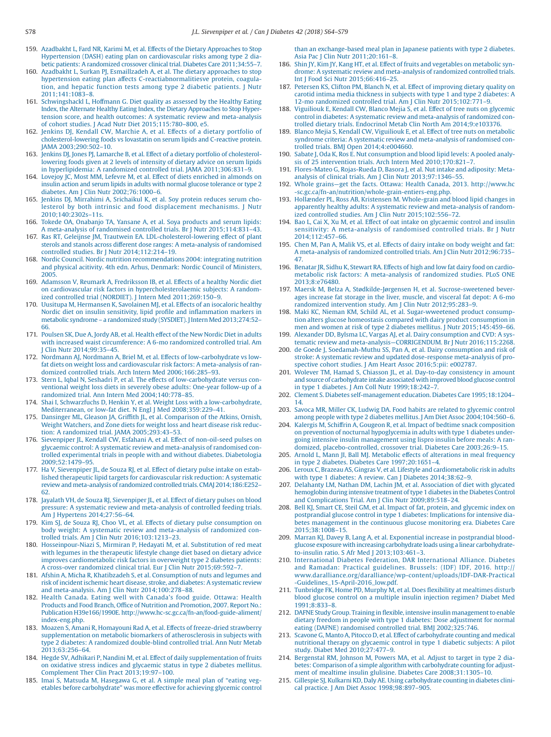159. Azadbakht L, Fard NR, Karimi M, et al. Effects of the Dietary Approaches to Stop Hypertension (DASH) eating plan on cardiovascular risks among type 2 diabetic patients: A randomized crossover clinical trial. Diabetes Care 2011;34:55–7.
160. Azadbakht L, Surkan PJ, Esmaillzadeh A, et al. The dietary approaches to stop hypertension eating plan affects C-reactiabnormalitiesve protein, coagulation, and hepatic function tests among type 2 diabetic patients. J Nutr 2011;141:1083–8.
161. Schwingshackl L, Hoffmann G. Diet quality as assessed by the Healthy Eating Index, the Alternate Healthy Eating Index, the Dietary Approaches to Stop Hypertension score, and health outcomes: A systematic review and meta-analysis of cohort studies. J Acad Nutr Diet 2015;115:780–800, e5.
162. Jenkins DJ, Kendall CW, Marchie A, et al. Effects of a dietary portfolio of cholesterol-lowering foods vs lovastatin on serum lipids and C-reactive protein. JAMA 2003;290:502–10.
163. Jenkins DJ, Jones PJ, Lamarche B, et al. Effect of a dietary portfolio of cholesterol-lowering foods given at 2 levels of intensity of dietary advice on serum lipids in hyperlipidemia: A randomized controlled trial. JAMA 2011;306:831–9.
164. Lovejoy JC, Most MM, Lefevre M, et al. Effect of diets enriched in almonds on insulin action and serum lipids in adults with normal glucose tolerance or type 2 diabetes. Am J Clin Nutr 2002;76:1000–6.
165. Jenkins DJ, Mirrahimi A, Srichaikul K, et al. Soy protein reduces serum cholesterol by both intrinsic and food displacement mechanisms. J Nutr 2010;140:2302s–11s.
166. Tokede OA, Onabanjo TA, Yansane A, et al. Soya products and serum lipids: A meta-analysis of randomised controlled trials. Br J Nutr 2015;114:831–43.
167. Ras RT, Geleijnse JM, Trautwein EA. LDL-cholesterol-lowering effect of plant sterols and stanols across different dose ranges: A meta-analysis of randomised controlled studies. Br J Nutr 2014;112:214–19.
168. Nordic Council. Nordic nutrition recommendations 2004: integrating nutrition and physical acitivity. 4th edn. Arhus, Denmark: Nordic Council of Ministers, 2005.
169. Adamsson V, Reumark A, Fredriksson IB, et al. Effects of a healthy Nordic diet on cardiovascular risk factors in hypercholesterolaemic subjects: A randomized controlled trial (NORDIET). J Intern Med 2011;269:150–9.
170. Uusitupa M, Hermansen K, Savolainen MJ, et al. Effects of an isocaloric healthy Nordic diet on insulin sensitivity, lipid profile and inflammation markers in metabolic syndrome – a randomized study (SYSDIET). J Intern Med 2013;274:52–66.
171. Poulsen SK, Due A, Jordy AB, et al. Health effect of the New Nordic Diet in adults with increased waist circumference: A 6-mo randomized controlled trial. Am J Clin Nutr 2014;99:35–45.
172. Nordmann AJ, Nordmann A, Briel M, et al. Effects of low-carbohydrate vs low-fat diets on weight loss and cardiovascular risk factors: A meta-analysis of randomized controlled trials. Arch Intern Med 2006;166:285–93.
173. Stern L, Iqbal N, Seshadri P, et al. The effects of low-carbohydrate versus conventional weight loss diets in severely obese adults: One-year follow-up of a randomized trial. Ann Intern Med 2004;140:778–85.
174. Shai I, Schwarzfuchs D, Henkin Y, et al. Weight Loss with a low-carbohydrate, Mediterranean, or low-fat diet. N Engl J Med 2008;359:229–41.
175. Dansinger ML, Gleason JA, Griffith JL, et al. Comparison of the Atkins, Ornish, Weight Watchers, and Zone diets for weight loss and heart disease risk reduction: A randomized trial. JAMA 2005;293:43–53.
176. Sievenpiper JL, Kendall CW, Esfahani A, et al. Effect of non-oil-seed pulses on glycaemic control: A systematic review and meta-analysis of randomised controlled experimental trials in people with and without diabetes. Diabetologia 2009;52:1479–95.
177. Ha V, Sievenpiper JL, de Souza RJ, et al. Effect of dietary pulse intake on established therapeutic lipid targets for cardiovascular risk reduction: A systematic review and meta-analysis of randomized controlled trials. CMAJ 2014;186:E252–62.
178. Jayalath VH, de Souza RJ, Sievenpiper JL, et al. Effect of dietary pulses on blood pressure: A systematic review and meta-analysis of controlled feeding trials. Am J Hypertens 2014;27:56–64.
179. Kim SJ, de Souza RJ, Choo VL, et al. Effects of dietary pulse consumption on body weight: A systematic review and meta-analysis of randomized controlled trials. Am J Clin Nutr 2016;103:1213–23.
180. Hosseinpour-Niazi S, Mirmiran P, Hedayati M, et al. Substitution of red meat with legumes in the therapeutic lifestyle change diet based on dietary advice improves cardiometabolic risk factors in overweight type 2 diabetes patients: A cross-over randomized clinical trial. Eur J Clin Nutr 2015;69:592–7.
181. Afshin A, Micha R, Khatibzadeh S, et al. Consumption of nuts and legumes and risk of incident ischemic heart disease, stroke, and diabetes: A systematic review and meta-analysis. Am J Clin Nutr 2014;100:278–88.
182. Health Canada. Eating well with Canada's food guide. Ottawa: Health Products and Food Branch, Office of Nutrition and Promotion, 2007. Report No.: Publication H39e166/1990E. http://www.hc-sc.gc.ca/fn-an/food-guide-aliment/index-eng.php.
183. Moazen S, Amani R, Homayouni Rad A, et al. Effects of freeze-dried strawberry supplementation on metabolic biomarkers of atherosclerosis in subjects with type 2 diabetes: A randomized double-blind controlled trial. Ann Nutr Metab 2013;63:256–64.
184. Hegde SV, Adhikari P, Nandini M, et al. Effect of daily supplementation of fruits on oxidative stress indices and glycaemic status in type 2 diabetes mellitus. Complement Ther Clin Pract 2013;19:97–100.
185. Imai S, Matsuda M, Hasegawa G, et al. A simple meal plan of "eating vegetables before carbohydrate" was more effective for achieving glycemic control than an exchange-based meal plan in Japanese patients with type 2 diabetes. Asia Pac J Clin Nutr 2011;20:161–8.
186. Shin JY, Kim JY, Kang HT, et al. Effect of fruits and vegetables on metabolic syndrome: A systematic review and meta-analysis of randomized controlled trials. Int J Food Sci Nutr 2015;66:416–25.
187. Petersen KS, Clifton PM, Blanch N, et al. Effect of improving dietary quality on carotid intima media thickness in subjects with type 1 and type 2 diabetes: A 12-mo randomized controlled trial. Am J Clin Nutr 2015;102:771–9.
188. Viguiliouk E, Kendall CW, Blanco Mejia S, et al. Effect of tree nuts on glycemic control in diabetes: A systematic review and meta-analysis of randomized controlled dietary trials. Endocrinol Metab Clin North Am 2014;9:e103376.
189. Blanco Mejia S, Kendall CW, Viguiliouk E, et al. Effect of tree nuts on metabolic syndrome criteria: A systematic review and meta-analysis of randomised controlled trials. BMJ Open 2014;4:e004660.
190. Sabate J, Oda K, Ros E. Nut consumption and blood lipid levels: A pooled analysis of 25 intervention trials. Arch Intern Med 2010;170:821–7.
191. Flores-Mateo G, Rojas-Rueda D, Basora J, et al. Nut intake and adiposity: Meta-analysis of clinical trials. Am J Clin Nutr 2013;97:1346–55.
192. Whole grains—get the facts. Ottawa: Health Canada, 2013. http://www.hc-sc.gc.ca/fn-an/nutrition/whole-grain-entiers-eng.php.
193. Hollænder PL, Ross AB, Kristensen M. Whole-grain and blood lipid changes in apparently healthy adults: A systematic review and meta-analysis of randomized controlled studies. Am J Clin Nutr 2015;102:556–72.
194. Bao L, Cai X, Xu M, et al. Effect of oat intake on glycaemic control and insulin sensitivity: A meta-analysis of randomised controlled trials. Br J Nutr 2014;112:457–66.
195. Chen M, Pan A, Malik VS, et al. Effects of dairy intake on body weight and fat: A meta-analysis of randomized controlled trials. Am J Clin Nutr 2012;96:735–47.
196. Benatar JR, Sidhu K, Stewart RA. Effects of high and low fat dairy food on cardio-metabolic risk factors: A meta-analysis of randomized studies. PLoS ONE 2013;8:e76480.
197. Maersk M, Belza A, Stødkilde-Jørgensen H, et al. Sucrose-sweetened beverages increase fat storage in the liver, muscle, and visceral fat depot: A 6-mo randomized intervention study. Am J Clin Nutr 2012;95:283–9.
198. Maki KC, Nieman KM, Schild AL, et al. Sugar-wweetened product consumption alters glucose homeostasis compared with dairy product consumption in men and women at risk of type 2 diabetes mellitus. J Nutr 2015;145:459–66.
199. Alexander DD, Bylsma LC, Vargas AJ, et al. Dairy consumption and CVD: A systematic review and meta-analysis—CORRIGENDUM. Br J Nutr 2016;115:2268.
200. de Goede J, Soedamah-Muthu SS, Pan A, et al. Dairy consumption and risk of stroke: A systematic review and updated dose-response meta-analysis of prospective cohort studies. J Am Heart Assoc 2016;5:pii: e002787.
201. Wolever TM, Hamad S, Chiasson JL, et al. Day-to-day consistency in amount and source of carbohydrate intake associated with improved blood glucose control in type 1 diabetes. J Am Coll Nutr 1999;18:242–7.
202. Clement S. Diabetes self-management education. Diabetes Care 1995;18:1204–14.
203. Savoca MR, Miller CK, Ludwig DA. Food habits are related to glycemic control among people with type 2 diabetes mellitus. J Am Diet Assoc 2004;104:560–6.
204. Kalergis M, Schiffrin A, Gougeon R, et al. Impact of bedtime snack composition on prevention of nocturnal hypoglycemia in adults with type 1 diabetes undergoing intensive insulin management using lispro insulin before meals: A randomized, placebo-controlled, crossover trial. Diabetes Care 2003;26:9–15.
205. Arnold L, Mann JI, Ball MJ. Metabolic effects of alterations in meal frequency in type 2 diabetes. Diabetes Care 1997;20:1651–4.
206. Leroux C, Brazeau AS, Gingras V, et al. Lifestyle and cardiometabolic risk in adults with type 1 diabetes: A review. Can J Diabetes 2014;38:62–9.
207. Delahanty LM, Nathan DM, Lachin JM, et al. Association of diet with glycated hemoglobin during intensive treatment of type 1 diabetes in the Diabetes Control and Complications Trial. Am J Clin Nutr 2009;89:518–24.
208. Bell KJ, Smart CE, Steil GM, et al. Impact of fat, protein, and glycemic index on postprandial glucose control in type 1 diabetes: Implications for intensive diabetes management in the continuous glucose monitoring era. Diabetes Care 2015;38:1008–15.
209. Marran KJ, Davey B, Lang A, et al. Exponential increase in postprandial blood-glucose exposure with increasing carbohydrate loads using a linear carbohydrate-to-insulin ratio. S Afr Med J 2013;103:461–3.
210. International Diabetes Federation, DAR International Alliance. Diabetes and Ramadan: Practical guidelines. Brussels: (IDF) IDF, 2016. http://www.daralliance.org/daralliance/wp-content/uploads/IDF-DAR-Practical-Guidelines_15-April-2016_low.pdf.
211. Tunbridge FK, Home PD, Murphy M, et al. Does flexibility at mealtimes disturb blood glucose control on a multiple insulin injection regimen? Diabet Med 1991;8:833–8.
212. DAFNE Study Group. Training in flexible, intensive insulin management to enable dietary freedom in people with type 1 diabetes: Dose adjustment for normal eating (DAFNE) randomised controlled trial. BMJ 2002;325:746.
213. Scavone G, Manto A, Pitocco D, et al. Effect of carbohydrate counting and medical nutritional therapy on glycaemic control in type 1 diabetic subjects: A pilot study. Diabet Med 2010;27:477–9.
214. Bergenstal RM, Johnson M, Powers MA, et al. Adjust to target in type 2 diabetes: Comparison of a simple algorithm with carbohydrate counting for adjustment of mealtime insulin glulisine. Diabetes Care 2008;31:1305–10.
215. Gillespie SJ, Kulkarni KD, Daly AE. Using carbohydrate counting in diabetes clinical practice. J Am Diet Assoc 1998;98:897–905.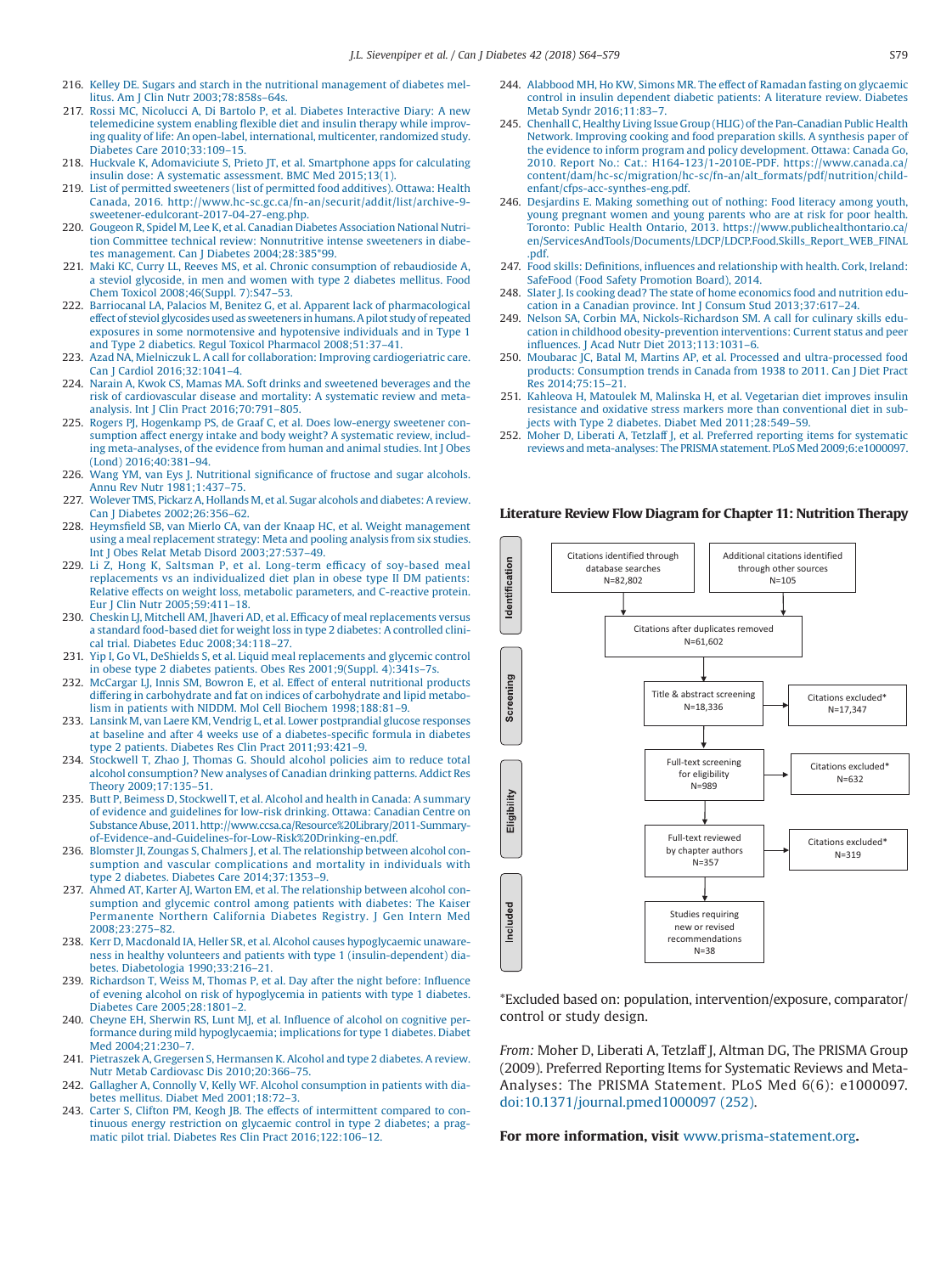216. Kelley DE. Sugars and starch in the nutritional management of diabetes mellitus. Am J Clin Nutr 2003;78:858s–64s.
217. Rossi MC, Nicolucci A, Di Bartolo P, et al. Diabetes Interactive Diary: A new telemedicine system enabling flexible diet and insulin therapy while improving quality of life: An open-label, international, multicenter, randomized study. Diabetes Care 2010;33:109–15.
218. Huckvale K, Adomaviciute S, Prieto JT, et al. Smartphone apps for calculating insulin dose: A systematic assessment. BMC Med 2015;13(1).
219. List of permitted sweeteners (list of permitted food additives). Ottawa: Health Canada, 2016. http://www.hc-sc.gc.ca/fn-an/securit/addit/list/archive-9-sweetener-edulcorant-2017-04-27-eng.php.
220. Gougeon R, Spidel M, Lee K, et al. Canadian Diabetes Association National Nutrition Committee technical review: Nonnutritive intense sweeteners in diabetes management. Can J Diabetes 2004;28:385°99.
221. Maki KC, Curry LL, Reeves MS, et al. Chronic consumption of rebaudioside A, a steviol glycoside, in men and women with type 2 diabetes mellitus. Food Chem Toxicol 2008;46(Suppl. 7):S47–53.
222. Barriocanal LA, Palacios M, Benitez G, et al. Apparent lack of pharmacological effect of steviol glycosides used as sweeteners in humans. A pilot study of repeated exposures in some normotensive and hypotensive individuals and in Type 1 and Type 2 diabetics. Regul Toxicol Pharmacol 2008;51:37–41.
223. Azad NA, Mielniczuk L. A call for collaboration: Improving cardiogeriatric care. Can J Cardiol 2016;32:1041–4.
224. Narain A, Kwok CS, Mamas MA. Soft drinks and sweetened beverages and the risk of cardiovascular disease and mortality: A systematic review and meta-analysis. Int J Clin Pract 2016;70:791–805.
225. Rogers PJ, Hogenkamp PS, de Graaf C, et al. Does low-energy sweetener consumption affect energy intake and body weight? A systematic review, including meta-analyses, of the evidence from human and animal studies. Int J Obes (Lond) 2016;40:381–94.
226. Wang YM, van Eys J. Nutritional significance of fructose and sugar alcohols. Annu Rev Nutr 1981;1:437–75.
227. Wolever TMS, Pickarz A, Hollands M, et al. Sugar alcohols and diabetes: A review. Can J Diabetes 2002;26:356–62.
228. Heymsfield SB, van Mierlo CA, van der Knaap HC, et al. Weight management using a meal replacement strategy: Meta and pooling analysis from six studies. Int J Obes Relat Metab Disord 2003;27:537–49.
229. Li Z, Hong K, Saltsman P, et al. Long-term efficacy of soy-based meal replacements vs an individualized diet plan in obese type II DM patients: Relative effects on weight loss, metabolic parameters, and C-reactive protein. Eur J Clin Nutr 2005;59:411–18.
230. Cheskin LJ, Mitchell AM, Jhaveri AD, et al. Efficacy of meal replacements versus a standard food-based diet for weight loss in type 2 diabetes: A controlled clinical trial. Diabetes Educ 2008;34:118–27.
231. Yip I, Go VL, DeShields S, et al. Liquid meal replacements and glycemic control in obese type 2 diabetes patients. Obes Res 2001;9(Suppl. 4):341s–7s.
232. McCargar LJ, Innis SM, Bowron E, et al. Effect of enteral nutritional products differing in carbohydrate and fat on indices of carbohydrate and lipid metabolism in patients with NIDDM. Mol Cell Biochem 1998;188:81–9.
233. Lansink M, van Laere KM, Vendrig L, et al. Lower postprandial glucose responses at baseline and after 4 weeks use of a diabetes-specific formula in diabetes type 2 patients. Diabetes Res Clin Pract 2011;93:421–9.
234. Stockwell T, Zhao J, Thomas G. Should alcohol policies aim to reduce total alcohol consumption? New analyses of Canadian drinking patterns. Addict Res Theory 2009;17:135–51.
235. Butt P, Beimess D, Stockwell T, et al. Alcohol and health in Canada: A summary of evidence and guidelines for low-risk drinking. Ottawa: Canadian Centre on Substance Abuse, 2011. http://www.ccsa.ca/Resource%20Library/2011-Summary-of-Evidence-and-Guidelines-for-Low-Risk%20Drinking-en.pdf.
236. Blomster JI, Zoungas S, Chalmers J, et al. The relationship between alcohol consumption and vascular complications and mortality in individuals with type 2 diabetes. Diabetes Care 2014;37:1353–9.
237. Ahmed AT, Karter AJ, Warton EM, et al. The relationship between alcohol consumption and glycemic control among patients with diabetes: The Kaiser Permanente Northern California Diabetes Registry. J Gen Intern Med 2008;23:275–82.
238. Kerr D, Macdonald IA, Heller SR, et al. Alcohol causes hypoglycaemic unawareness in healthy volunteers and patients with type 1 (insulin-dependent) diabetes. Diabetologia 1990;33:216–21.
239. Richardson T, Weiss M, Thomas P, et al. Day after the night before: Influence of evening alcohol on risk of hypoglycemia in patients with type 1 diabetes. Diabetes Care 2005;28:1801–2.
240. Cheyne EH, Sherwin RS, Lunt MJ, et al. Influence of alcohol on cognitive performance during mild hypoglycaemia; implications for type 1 diabetes. Diabet Med 2004;21:230–7.
241. Pietraszek A, Gregersen S, Hermansen K. Alcohol and type 2 diabetes. A review. Nutr Metab Cardiovasc Dis 2010;20:366–75.
242. Gallagher A, Connolly V, Kelly WF. Alcohol consumption in patients with diabetes mellitus. Diabet Med 2001;18:72–3.
243. Carter S, Clifton PM, Keogh JB. The effects of intermittent compared to continuous energy restriction on glycaemic control in type 2 diabetes; a pragmatic pilot trial. Diabetes Res Clin Pract 2016;122:106–12.
244. Alabbood MH, Ho KW, Simons MR. The effect of Ramadan fasting on glycaemic control in insulin dependent diabetic patients: A literature review. Diabetes Metab Syndr 2016;11:83–7.
245. Chenhall C, Healthy Living Issue Group (HLIG) of the Pan-Canadian Public Health Network. Improving cooking and food preparation skills. A synthesis paper of the evidence to inform program and policy development. Ottawa: Canada Go, 2010. Report No.: Cat.: H164-123/1-2010E-PDF. https://www.canada.ca/content/dam/hc-sc/migration/hc-sc/fn-an/alt_formats/pdf/nutrition/child-enfant/cfps-acc-synthes-eng.pdf.
246. Desjardins E. Making something out of nothing: Food literacy among youth, young pregnant women and young parents who are at risk for poor health. Toronto: Public Health Ontario, 2013. https://www.publichealthontario.ca/en/ServicesAndTools/Documents/LDCP/LDCP.Food.Skills_Report_WEB_FINAL.pdf.
247. Food skills: Definitions, influences and relationship with health. Cork, Ireland: SafeFood (Food Safety Promotion Board), 2014.
248. Slater J. Is cooking dead? The state of home economics food and nutrition education in a Canadian province. Int J Consum Stud 2013;37:617–24.
249. Nelson SA, Corbin MA, Nickols-Richardson SM. A call for culinary skills education in childhood obesity-prevention interventions: Current status and peer influences. J Acad Nutr Diet 2013;113:1031–6.
250. Moubarac JC, Batal M, Martins AP, et al. Processed and ultra-processed food products: Consumption trends in Canada from 1938 to 2011. Can J Diet Pract Res 2014;75:15–21.
251. Kahleova H, Matoulek M, Malinska H, et al. Vegetarian diet improves insulin resistance and oxidative stress markers more than conventional diet in subjects with Type 2 diabetes. Diabet Med 2011;28:549–59.
252. Moher D, Liberati A, Tetzlaff J, et al. Preferred reporting items for systematic reviews and meta-analyses: The PRISMA statement. PLoS Med 2009;6:e1000097.

**Literature Review Flow Diagram for Chapter 11: Nutrition Therapy**

Identification

Citations identified through database searches N=82,802

Additional citations identified through other sources N=105

Citations after duplicates removed N=61,602

Screening

Title & abstract screening N=18,336

Citations excluded* N=17,347

Eligibility

Full-text screening for eligibility N=989

Citations excluded* N=632

Full-text reviewed by chapter authors N=357

Citations excluded* N=319

Included

Studies requiring new or revised recommendations N=38

*Excluded based on: population, intervention/exposure, comparator/control or study design.

*From:* Moher D, Liberati A, Tetzlaff J, Altman DG, The PRISMA Group (2009). Preferred Reporting Items for Systematic Reviews and Meta-Analyses: The PRISMA Statement. PLoS Med 6(6): e1000097. doi:10.1371/journal.pmed1000097 (252).

**For more information, visit** www.prisma-statement.org**.**